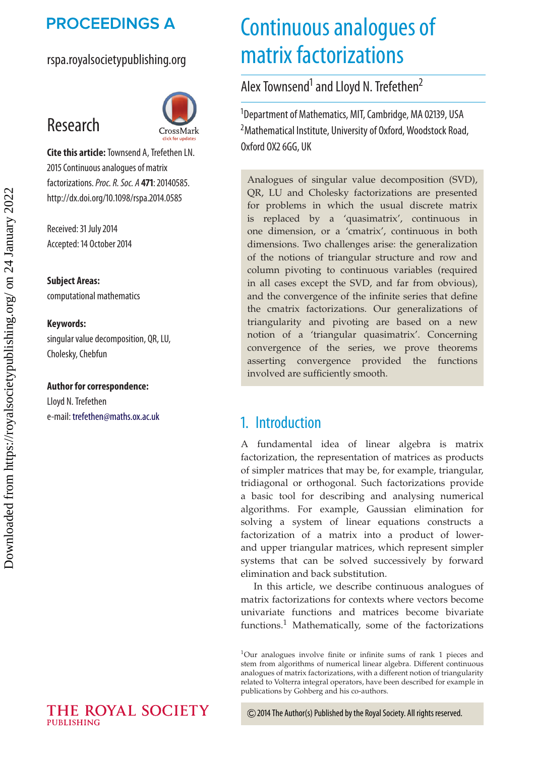# Continuous analogues of matrix factorizations

Alex Townsend[1] and Lloyd N. Trefethen[2]

[1]Department of Mathematics, MIT, Cambridge, MA 02139, USA
[2]Mathematical Institute, University of Oxford, Woodstock Road, Oxford OX2 6GG, UK

**Research**

**Cite this article:** Townsend A, Trefethen LN. 2015 Continuous analogues of matrix factorizations. *Proc. R. Soc. A* **471**: 20140585. http://dx.doi.org/10.1098/rspa.2014.0585

Received: 31 July 2014
Accepted: 14 October 2014

**Subject Areas:**
computational mathematics

**Keywords:**
singular value decomposition, QR, LU, Cholesky, Chebfun

**Author for correspondence:**
Lloyd N. Trefethen
e-mail: trefethen@maths.ox.ac.uk

Analogues of singular value decomposition (SVD), QR, LU and Cholesky factorizations are presented for problems in which the usual discrete matrix is replaced by a 'quasimatrix', continuous in one dimension, or a 'cmatrix', continuous in both dimensions. Two challenges arise: the generalization of the notions of triangular structure and row and column pivoting to continuous variables (required in all cases except the SVD, and far from obvious), and the convergence of the infinite series that define the cmatrix factorizations. Our generalizations of triangularity and pivoting are based on a new notion of a 'triangular quasimatrix'. Concerning convergence of the series, we prove theorems asserting convergence provided the functions involved are sufficiently smooth.

## 1. Introduction

A fundamental idea of linear algebra is matrix factorization, the representation of matrices as products of simpler matrices that may be, for example, triangular, tridiagonal or orthogonal. Such factorizations provide a basic tool for describing and analysing numerical algorithms. For example, Gaussian elimination for solving a system of linear equations constructs a factorization of a matrix into a product of lower- and upper triangular matrices, which represent simpler systems that can be solved successively by forward elimination and back substitution.

In this article, we describe continuous analogues of matrix factorizations for contexts where vectors become univariate functions and matrices become bivariate functions.[1] Mathematically, some of the factorizations

[1]Our analogues involve finite or infinite sums of rank 1 pieces and stem from algorithms of numerical linear algebra. Different continuous analogues of matrix factorizations, with a different notion of triangularity related to Volterra integral operators, have been described for example in publications by Gohberg and his co-authors.

© 2014 The Author(s) Published by the Royal Society. All rights reserved.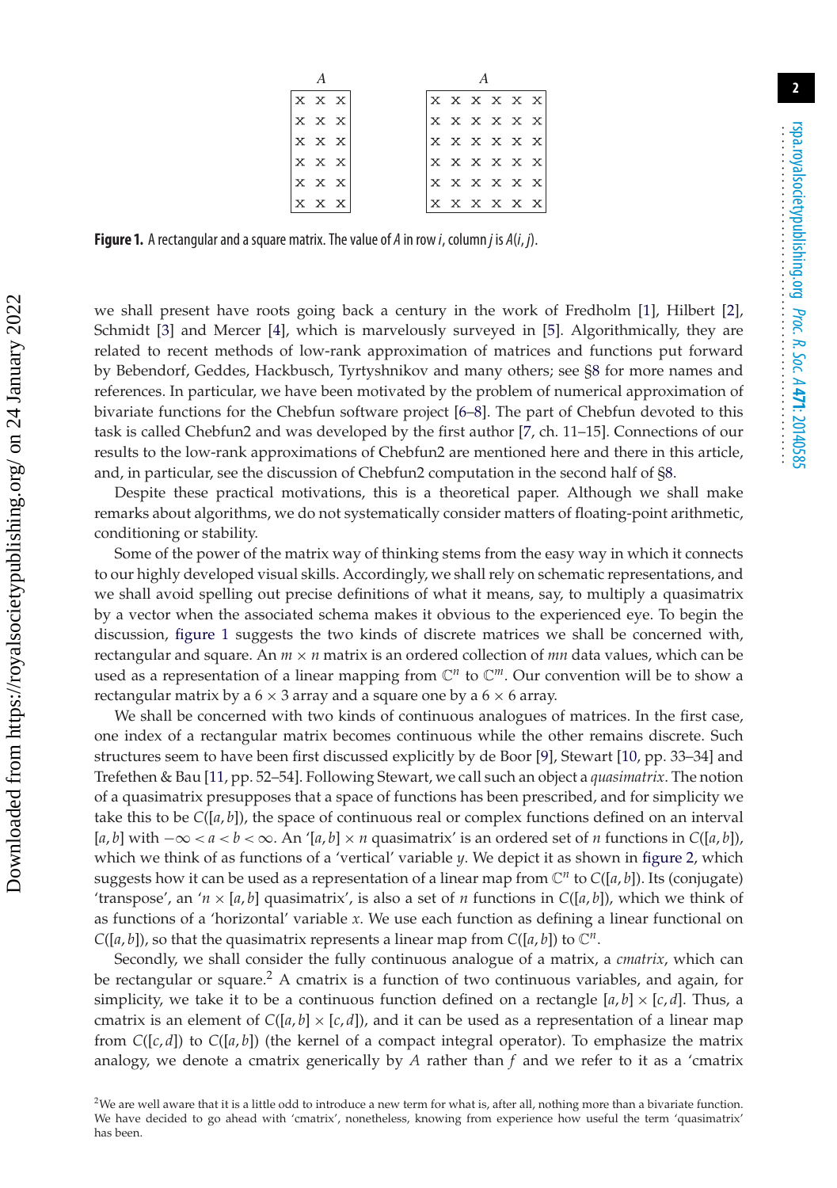| A | | |
|---|---|---|
| × | × | × |
| × | × | × |
| × | × | × |
| × | × | × |
| × | × | × |
| × | × | × |

| A | | | | | |
|---|---|---|---|---|---|
| × | × | × | × | × | × |
| × | × | × | × | × | × |
| × | × | × | × | × | × |
| × | × | × | × | × | × |
| × | × | × | × | × | × |
| × | × | × | × | × | × |

**Figure 1.** A rectangular and a square matrix. The value of $A$ in row $i$, column $j$ is $A(i, j)$.

we shall present have roots going back a century in the work of Fredholm [1], Hilbert [2], Schmidt [3] and Mercer [4], which is marvelously surveyed in [5]. Algorithmically, they are related to recent methods of low-rank approximation of matrices and functions put forward by Bebendorf, Geddes, Hackbusch, Tyrtyshnikov and many others; see §8 for more names and references. In particular, we have been motivated by the problem of numerical approximation of bivariate functions for the Chebfun software project [6–8]. The part of Chebfun devoted to this task is called Chebfun2 and was developed by the first author [7, ch. 11–15]. Connections of our results to the low-rank approximations of Chebfun2 are mentioned here and there in this article, and, in particular, see the discussion of Chebfun2 computation in the second half of §8.

Despite these practical motivations, this is a theoretical paper. Although we shall make remarks about algorithms, we do not systematically consider matters of floating-point arithmetic, conditioning or stability.

Some of the power of the matrix way of thinking stems from the easy way in which it connects to our highly developed visual skills. Accordingly, we shall rely on schematic representations, and we shall avoid spelling out precise definitions of what it means, say, to multiply a quasimatrix by a vector when the associated schema makes it obvious to the experienced eye. To begin the discussion, figure 1 suggests the two kinds of discrete matrices we shall be concerned with, rectangular and square. An $m \times n$ matrix is an ordered collection of $mn$ data values, which can be used as a representation of a linear mapping from $\mathbb{C}^n$ to $\mathbb{C}^m$. Our convention will be to show a rectangular matrix by a $6 \times 3$ array and a square one by a $6 \times 6$ array.

We shall be concerned with two kinds of continuous analogues of matrices. In the first case, one index of a rectangular matrix becomes continuous while the other remains discrete. Such structures seem to have been first discussed explicitly by de Boor [9], Stewart [10, pp. 33–34] and Trefethen & Bau [11, pp. 52–54]. Following Stewart, we call such an object a *quasimatrix*. The notion of a quasimatrix presupposes that a space of functions has been prescribed, and for simplicity we take this to be $C([a, b])$, the space of continuous real or complex functions defined on an interval $[a, b]$ with $-\infty < a < b < \infty$. An '$[a, b] \times n$ quasimatrix' is an ordered set of $n$ functions in $C([a, b])$, which we think of as functions of a 'vertical' variable $y$. We depict it as shown in figure 2, which suggests how it can be used as a representation of a linear map from $\mathbb{C}^n$ to $C([a, b])$. Its (conjugate) 'transpose', an '$n \times [a, b]$ quasimatrix', is also a set of $n$ functions in $C([a, b])$, which we think of as functions of a 'horizontal' variable $x$. We use each function as defining a linear functional on $C([a, b])$, so that the quasimatrix represents a linear map from $C([a, b])$ to $\mathbb{C}^n$.

Secondly, we shall consider the fully continuous analogue of a matrix, a *cmatrix*, which can be rectangular or square.[2] A cmatrix is a function of two continuous variables, and again, for simplicity, we take it to be a continuous function defined on a rectangle $[a, b] \times [c, d]$. Thus, a cmatrix is an element of $C([a, b] \times [c, d])$, and it can be used as a representation of a linear map from $C([c, d])$ to $C([a, b])$ (the kernel of a compact integral operator). To emphasize the matrix analogy, we denote a cmatrix generically by $A$ rather than $f$ and we refer to it as a 'cmatrix

[2]We are well aware that it is a little odd to introduce a new term for what is, after all, nothing more than a bivariate function. We have decided to go ahead with 'cmatrix', nonetheless, knowing from experience how useful the term 'quasimatrix' has been.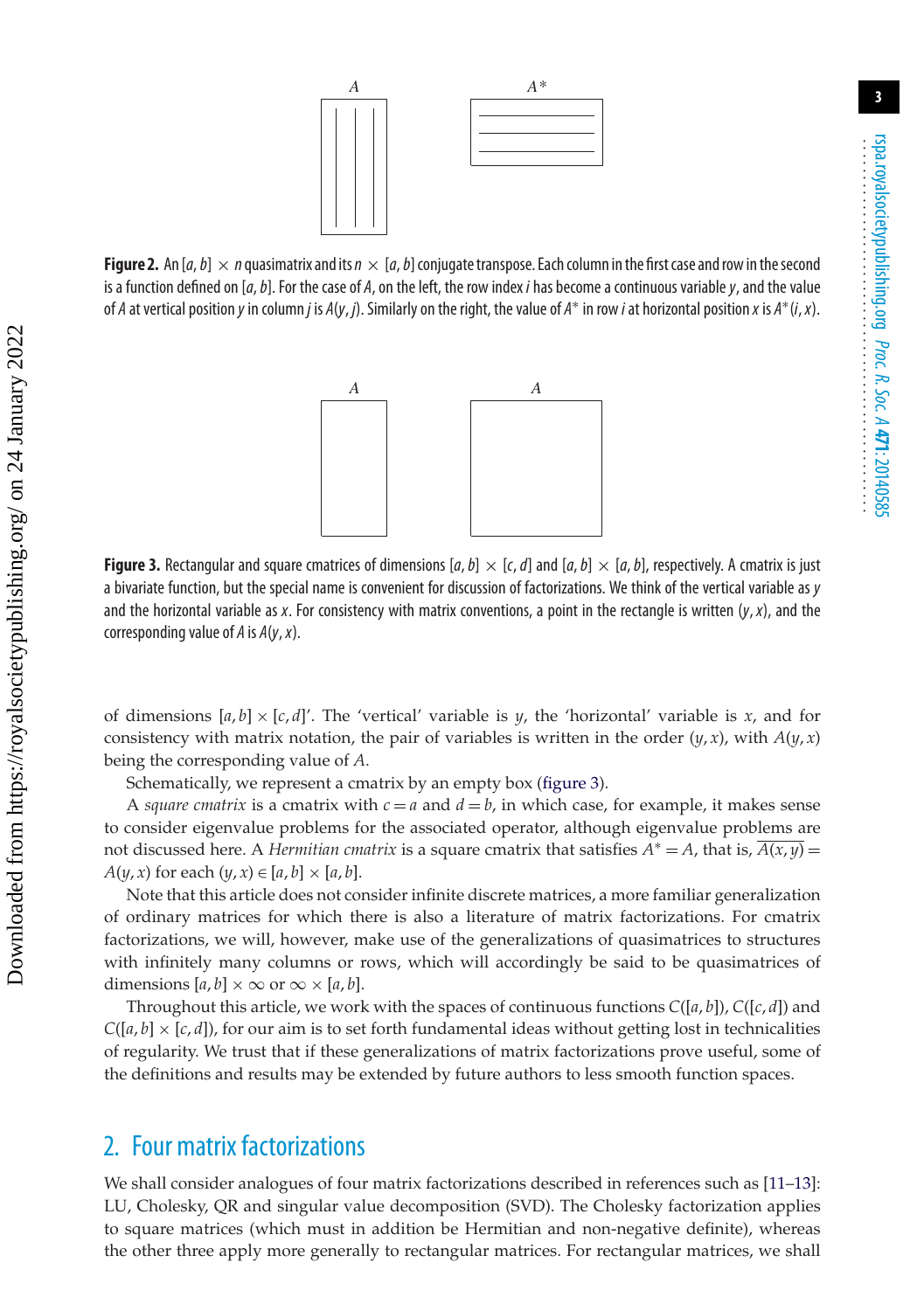**Figure 2.** An $[a,b] \times n$ quasimatrix and its $n \times [a,b]$ conjugate transpose. Each column in the first case and row in the second is a function defined on $[a,b]$. For the case of $A$, on the left, the row index $i$ has become a continuous variable $y$, and the value of $A$ at vertical position $y$ in column $j$ is $A(y,j)$. Similarly on the right, the value of $A^*$ in row $i$ at horizontal position $x$ is $A^*(i,x)$.

**Figure 3.** Rectangular and square cmatrices of dimensions $[a,b] \times [c,d]$ and $[a,b] \times [a,b]$, respectively. A cmatrix is just a bivariate function, but the special name is convenient for discussion of factorizations. We think of the vertical variable as $y$ and the horizontal variable as $x$. For consistency with matrix conventions, a point in the rectangle is written $(y,x)$, and the corresponding value of $A$ is $A(y,x)$.

of dimensions $[a,b] \times [c,d]$'. The 'vertical' variable is $y$, the 'horizontal' variable is $x$, and for consistency with matrix notation, the pair of variables is written in the order $(y,x)$, with $A(y,x)$ being the corresponding value of $A$.

Schematically, we represent a cmatrix by an empty box (figure 3).

A *square cmatrix* is a cmatrix with $c=a$ and $d=b$, in which case, for example, it makes sense to consider eigenvalue problems for the associated operator, although eigenvalue problems are not discussed here. A *Hermitian cmatrix* is a square cmatrix that satisfies $A^* = A$, that is, $\overline{A(x,y)} = A(y,x)$ for each $(y,x) \in [a,b] \times [a,b]$.

Note that this article does not consider infinite discrete matrices, a more familiar generalization of ordinary matrices for which there is also a literature of matrix factorizations. For cmatrix factorizations, we will, however, make use of the generalizations of quasimatrices to structures with infinitely many columns or rows, which will accordingly be said to be quasimatrices of dimensions $[a,b] \times \infty$ or $\infty \times [a,b]$.

Throughout this article, we work with the spaces of continuous functions $C([a,b])$, $C([c,d])$ and $C([a,b] \times [c,d])$, for our aim is to set forth fundamental ideas without getting lost in technicalities of regularity. We trust that if these generalizations of matrix factorizations prove useful, some of the definitions and results may be extended by future authors to less smooth function spaces.

## 2. Four matrix factorizations

We shall consider analogues of four matrix factorizations described in references such as [11–13]: LU, Cholesky, QR and singular value decomposition (SVD). The Cholesky factorization applies to square matrices (which must in addition be Hermitian and non-negative definite), whereas the other three apply more generally to rectangular matrices. For rectangular matrices, we shall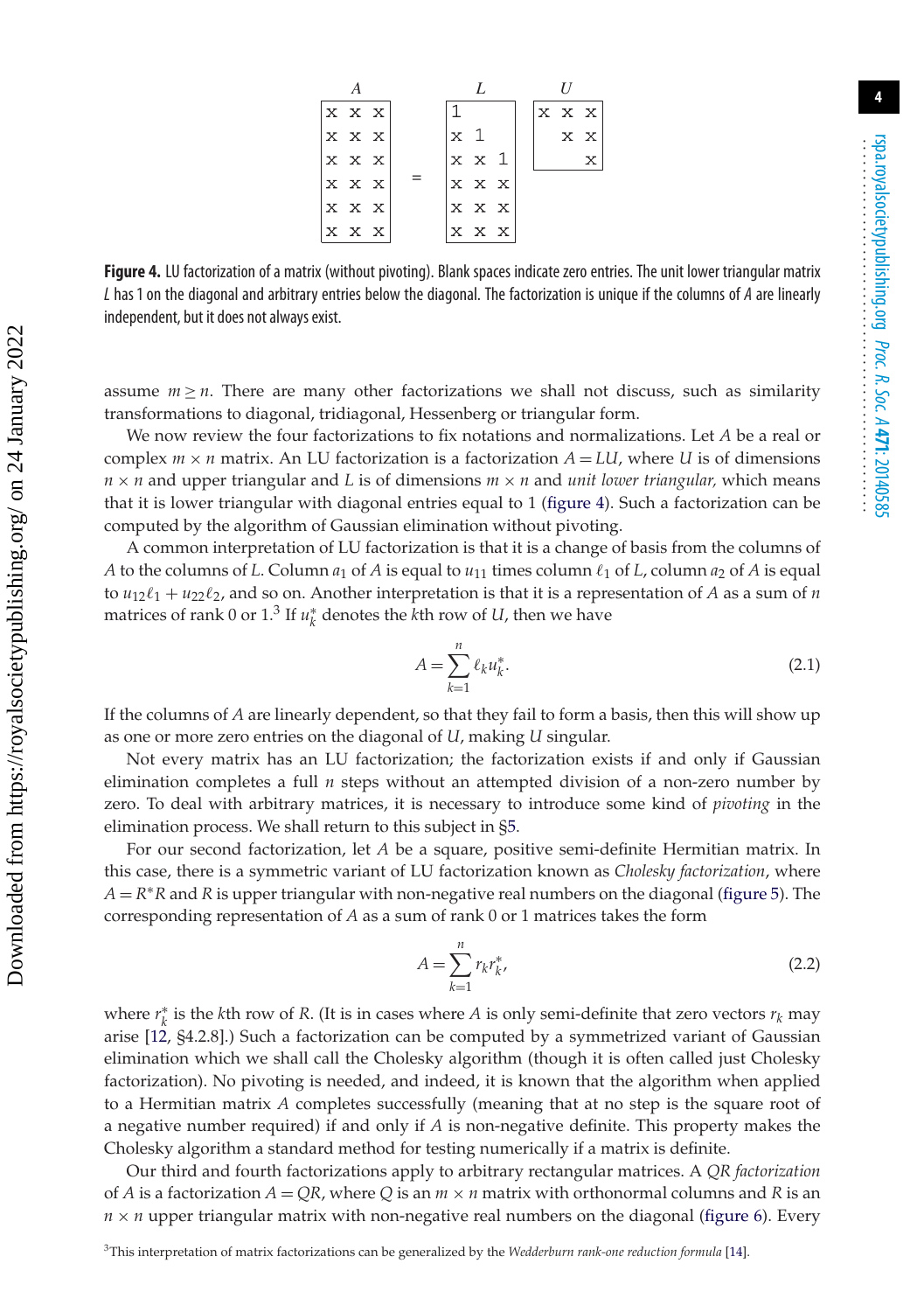$$
\underbrace{\begin{bmatrix} \times & \times & \times \\ \times & \times & \times \\ \times & \times & \times \\ \times & \times & \times \\ \times & \times & \times \\ \times & \times & \times \end{bmatrix}}_{A} = \underbrace{\begin{bmatrix} 1 & & \\ \times & 1 & \\ \times & \times & 1 \\ \times & \times & \times \\ \times & \times & \times \\ \times & \times & \times \end{bmatrix}}_{L} \underbrace{\begin{bmatrix} \times & \times & \times \\ & \times & \times \\ & & \times \end{bmatrix}}_{U}
$$

**Figure 4.** LU factorization of a matrix (without pivoting). Blank spaces indicate zero entries. The unit lower triangular matrix $L$ has 1 on the diagonal and arbitrary entries below the diagonal. The factorization is unique if the columns of $A$ are linearly independent, but it does not always exist.

assume $m \geq n$. There are many other factorizations we shall not discuss, such as similarity transformations to diagonal, tridiagonal, Hessenberg or triangular form.

We now review the four factorizations to fix notations and normalizations. Let $A$ be a real or complex $m \times n$ matrix. An LU factorization is a factorization $A = LU$, where $U$ is of dimensions $n \times n$ and upper triangular and $L$ is of dimensions $m \times n$ and *unit lower triangular,* which means that it is lower triangular with diagonal entries equal to 1 (figure 4). Such a factorization can be computed by the algorithm of Gaussian elimination without pivoting.

A common interpretation of LU factorization is that it is a change of basis from the columns of $A$ to the columns of $L$. Column $a_1$ of $A$ is equal to $u_{11}$ times column $\ell_1$ of $L$, column $a_2$ of $A$ is equal to $u_{12}\ell_1 + u_{22}\ell_2$, and so on. Another interpretation is that it is a representation of $A$ as a sum of $n$ matrices of rank 0 or 1.[3] If $u_k^*$ denotes the $k$th row of $U$, then we have

$$A = \sum_{k=1}^{n} \ell_k u_k^*. \tag{2.1}$$

If the columns of $A$ are linearly dependent, so that they fail to form a basis, then this will show up as one or more zero entries on the diagonal of $U$, making $U$ singular.

Not every matrix has an LU factorization; the factorization exists if and only if Gaussian elimination completes a full $n$ steps without an attempted division of a non-zero number by zero. To deal with arbitrary matrices, it is necessary to introduce some kind of *pivoting* in the elimination process. We shall return to this subject in §5.

For our second factorization, let $A$ be a square, positive semi-definite Hermitian matrix. In this case, there is a symmetric variant of LU factorization known as *Cholesky factorization*, where $A = R^*R$ and $R$ is upper triangular with non-negative real numbers on the diagonal (figure 5). The corresponding representation of $A$ as a sum of rank 0 or 1 matrices takes the form

$$A = \sum_{k=1}^{n} r_k r_k^*, \tag{2.2}$$

where $r_k^*$ is the $k$th row of $R$. (It is in cases where $A$ is only semi-definite that zero vectors $r_k$ may arise [12, §4.2.8].) Such a factorization can be computed by a symmetrized variant of Gaussian elimination which we shall call the Cholesky algorithm (though it is often called just Cholesky factorization). No pivoting is needed, and indeed, it is known that the algorithm when applied to a Hermitian matrix $A$ completes successfully (meaning that at no step is the square root of a negative number required) if and only if $A$ is non-negative definite. This property makes the Cholesky algorithm a standard method for testing numerically if a matrix is definite.

Our third and fourth factorizations apply to arbitrary rectangular matrices. A *QR factorization* of $A$ is a factorization $A = QR$, where $Q$ is an $m \times n$ matrix with orthonormal columns and $R$ is an $n \times n$ upper triangular matrix with non-negative real numbers on the diagonal (figure 6). Every

[3] This interpretation of matrix factorizations can be generalized by the *Wedderburn rank-one reduction formula* [14].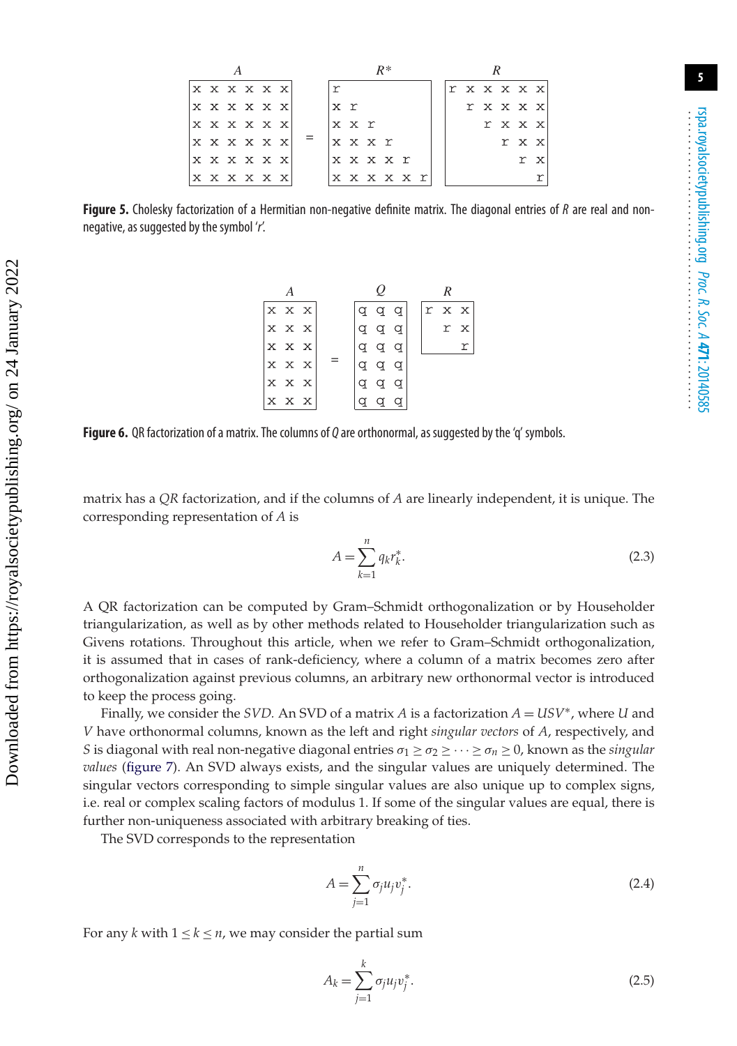**Figure 5.** Cholesky factorization of a Hermitian non-negative definite matrix. The diagonal entries of $R$ are real and non-negative, as suggested by the symbol '$r$'.

**Figure 6.** QR factorization of a matrix. The columns of $Q$ are orthonormal, as suggested by the 'q' symbols.

matrix has a *QR* factorization, and if the columns of $A$ are linearly independent, it is unique. The corresponding representation of $A$ is

$$A = \sum_{k=1}^{n} q_k r_k^*. \tag{2.3}$$

A QR factorization can be computed by Gram–Schmidt orthogonalization or by Householder triangularization, as well as by other methods related to Householder triangularization such as Givens rotations. Throughout this article, when we refer to Gram–Schmidt orthogonalization, it is assumed that in cases of rank-deficiency, where a column of a matrix becomes zero after orthogonalization against previous columns, an arbitrary new orthonormal vector is introduced to keep the process going.

Finally, we consider the *SVD*. An SVD of a matrix $A$ is a factorization $A = USV^*$, where $U$ and $V$ have orthonormal columns, known as the left and right *singular vectors* of $A$, respectively, and $S$ is diagonal with real non-negative diagonal entries $\sigma_1 \geq \sigma_2 \geq \cdots \geq \sigma_n \geq 0$, known as the *singular values* (figure 7). An SVD always exists, and the singular values are uniquely determined. The singular vectors corresponding to simple singular values are also unique up to complex signs, i.e. real or complex scaling factors of modulus 1. If some of the singular values are equal, there is further non-uniqueness associated with arbitrary breaking of ties.

The SVD corresponds to the representation

$$A = \sum_{j=1}^{n} \sigma_j u_j v_j^*. \tag{2.4}$$

For any $k$ with $1 \leq k \leq n$, we may consider the partial sum

$$A_k = \sum_{j=1}^{k} \sigma_j u_j v_j^*. \tag{2.5}$$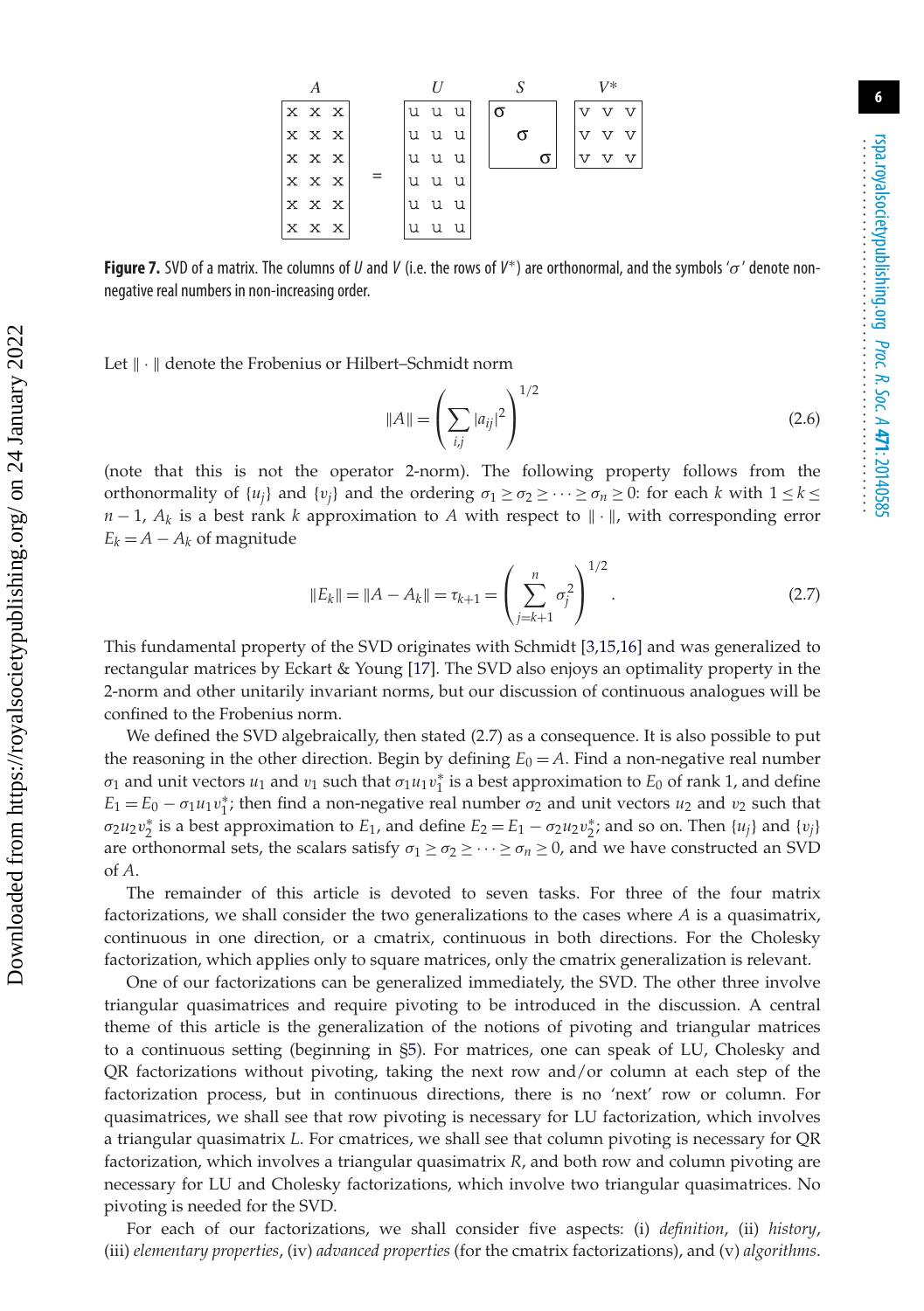|   | A |   |   |   | U |   |   | S |   |   | V* |   |
|---|---|---|---|---|---|---|---|---|---|---|---|---|
| x | x | x |   | u | u | u | σ |   |   | v | v | v |
| x | x | x |   | u | u | u |   | σ |   | v | v | v |
| x | x | x |   | u | u | u |   |   | σ | v | v | v |
| x | x | x | = | u | u | u |   |   |   |   |   |   |
| x | x | x |   | u | u | u |   |   |   |   |   |   |
| x | x | x |   | u | u | u |   |   |   |   |   |   |

**Figure 7.** SVD of a matrix. The columns of $U$ and $V$ (i.e. the rows of $V^*$) are orthonormal, and the symbols '$\sigma$' denote non-negative real numbers in non-increasing order.

Let $\|\cdot\|$ denote the Frobenius or Hilbert–Schmidt norm

$$\|A\| = \left(\sum_{i,j} |a_{ij}|^2\right)^{1/2} \tag{2.6}$$

(note that this is not the operator 2-norm). The following property follows from the orthonormality of $\{u_j\}$ and $\{v_j\}$ and the ordering $\sigma_1 \geq \sigma_2 \geq \cdots \geq \sigma_n \geq 0$: for each $k$ with $1 \leq k \leq n-1$, $A_k$ is a best rank $k$ approximation to $A$ with respect to $\|\cdot\|$, with corresponding error $E_k = A - A_k$ of magnitude

$$\|E_k\| = \|A - A_k\| = \tau_{k+1} = \left(\sum_{j=k+1}^{n} \sigma_j^2\right)^{1/2}. \tag{2.7}$$

This fundamental property of the SVD originates with Schmidt [3,15,16] and was generalized to rectangular matrices by Eckart & Young [17]. The SVD also enjoys an optimality property in the 2-norm and other unitarily invariant norms, but our discussion of continuous analogues will be confined to the Frobenius norm.

We defined the SVD algebraically, then stated (2.7) as a consequence. It is also possible to put the reasoning in the other direction. Begin by defining $E_0 = A$. Find a non-negative real number $\sigma_1$ and unit vectors $u_1$ and $v_1$ such that $\sigma_1 u_1 v_1^*$ is a best approximation to $E_0$ of rank 1, and define $E_1 = E_0 - \sigma_1 u_1 v_1^*$; then find a non-negative real number $\sigma_2$ and unit vectors $u_2$ and $v_2$ such that $\sigma_2 u_2 v_2^*$ is a best approximation to $E_1$, and define $E_2 = E_1 - \sigma_2 u_2 v_2^*$; and so on. Then $\{u_j\}$ and $\{v_j\}$ are orthonormal sets, the scalars satisfy $\sigma_1 \geq \sigma_2 \geq \cdots \geq \sigma_n \geq 0$, and we have constructed an SVD of $A$.

The remainder of this article is devoted to seven tasks. For three of the four matrix factorizations, we shall consider the two generalizations to the cases where $A$ is a quasimatrix, continuous in one direction, or a cmatrix, continuous in both directions. For the Cholesky factorization, which applies only to square matrices, only the cmatrix generalization is relevant.

One of our factorizations can be generalized immediately, the SVD. The other three involve triangular quasimatrices and require pivoting to be introduced in the discussion. A central theme of this article is the generalization of the notions of pivoting and triangular matrices to a continuous setting (beginning in §5). For matrices, one can speak of LU, Cholesky and QR factorizations without pivoting, taking the next row and/or column at each step of the factorization process, but in continuous directions, there is no 'next' row or column. For quasimatrices, we shall see that row pivoting is necessary for LU factorization, which involves a triangular quasimatrix $L$. For cmatrices, we shall see that column pivoting is necessary for QR factorization, which involves a triangular quasimatrix $R$, and both row and column pivoting are necessary for LU and Cholesky factorizations, which involve two triangular quasimatrices. No pivoting is needed for the SVD.

For each of our factorizations, we shall consider five aspects: (i) *definition*, (ii) *history*, (iii) *elementary properties*, (iv) *advanced properties* (for the cmatrix factorizations), and (v) *algorithms*.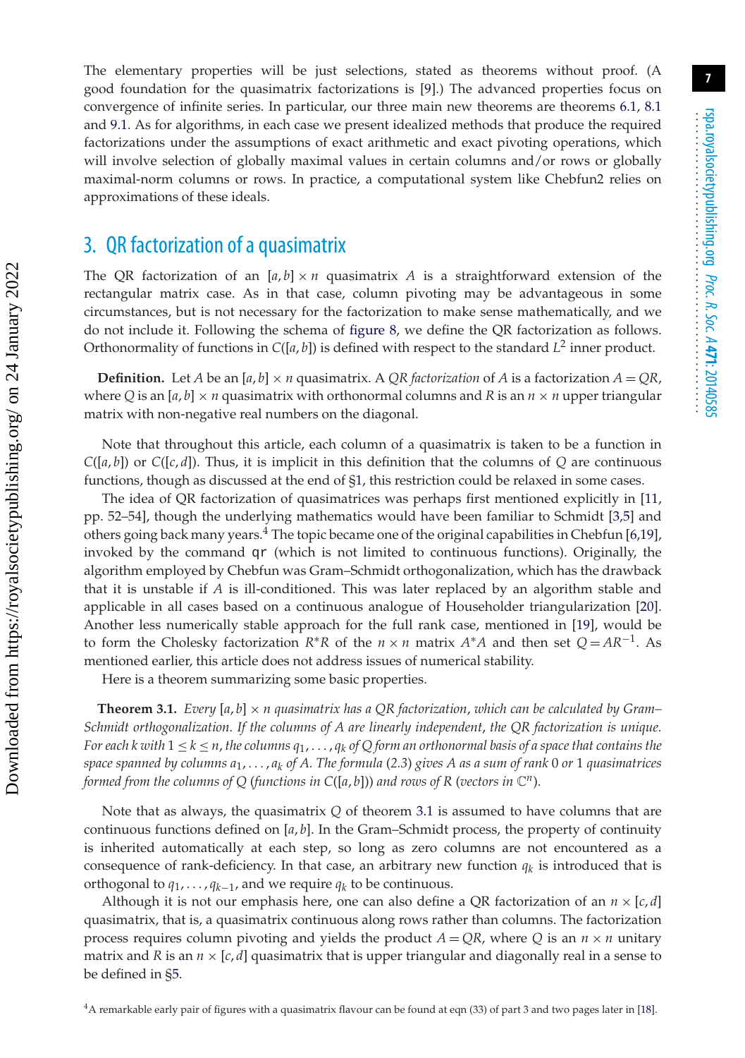The elementary properties will be just selections, stated as theorems without proof. (A good foundation for the quasimatrix factorizations is [9].) The advanced properties focus on convergence of infinite series. In particular, our three main new theorems are theorems 6.1, 8.1 and 9.1. As for algorithms, in each case we present idealized methods that produce the required factorizations under the assumptions of exact arithmetic and exact pivoting operations, which will involve selection of globally maximal values in certain columns and/or rows or globally maximal-norm columns or rows. In practice, a computational system like Chebfun2 relies on approximations of these ideals.

## 3. QR factorization of a quasimatrix

The QR factorization of an $[a, b] \times n$ quasimatrix $A$ is a straightforward extension of the rectangular matrix case. As in that case, column pivoting may be advantageous in some circumstances, but is not necessary for the factorization to make sense mathematically, and we do not include it. Following the schema of figure 8, we define the QR factorization as follows. Orthonormality of functions in $C([a, b])$ is defined with respect to the standard $L^2$ inner product.

**Definition.** Let $A$ be an $[a, b] \times n$ quasimatrix. A *QR factorization* of $A$ is a factorization $A = QR$, where $Q$ is an $[a, b] \times n$ quasimatrix with orthonormal columns and $R$ is an $n \times n$ upper triangular matrix with non-negative real numbers on the diagonal.

Note that throughout this article, each column of a quasimatrix is taken to be a function in $C([a, b])$ or $C([c, d])$. Thus, it is implicit in this definition that the columns of $Q$ are continuous functions, though as discussed at the end of §1, this restriction could be relaxed in some cases.

The idea of QR factorization of quasimatrices was perhaps first mentioned explicitly in [11, pp. 52–54], though the underlying mathematics would have been familiar to Schmidt [3,5] and others going back many years.[4] The topic became one of the original capabilities in Chebfun [6,19], invoked by the command `qr` (which is not limited to continuous functions). Originally, the algorithm employed by Chebfun was Gram–Schmidt orthogonalization, which has the drawback that it is unstable if $A$ is ill-conditioned. This was later replaced by an algorithm stable and applicable in all cases based on a continuous analogue of Householder triangularization [20]. Another less numerically stable approach for the full rank case, mentioned in [19], would be to form the Cholesky factorization $R^*R$ of the $n \times n$ matrix $A^*A$ and then set $Q = AR^{-1}$. As mentioned earlier, this article does not address issues of numerical stability.

Here is a theorem summarizing some basic properties.

**Theorem 3.1.** *Every $[a, b] \times n$ quasimatrix has a QR factorization, which can be calculated by Gram–Schmidt orthogonalization. If the columns of $A$ are linearly independent, the QR factorization is unique. For each $k$ with $1 \le k \le n$, the columns $q_1, \ldots, q_k$ of $Q$ form an orthonormal basis of a space that contains the space spanned by columns $a_1, \ldots, a_k$ of $A$. The formula (2.3) gives $A$ as a sum of rank 0 or 1 quasimatrices formed from the columns of $Q$ (functions in $C([a, b])$) and rows of $R$ (vectors in $\mathbb{C}^n$).*

Note that as always, the quasimatrix $Q$ of theorem 3.1 is assumed to have columns that are continuous functions defined on $[a, b]$. In the Gram–Schmidt process, the property of continuity is inherited automatically at each step, so long as zero columns are not encountered as a consequence of rank-deficiency. In that case, an arbitrary new function $q_k$ is introduced that is orthogonal to $q_1, \ldots, q_{k-1}$, and we require $q_k$ to be continuous.

Although it is not our emphasis here, one can also define a QR factorization of an $n \times [c, d]$ quasimatrix, that is, a quasimatrix continuous along rows rather than columns. The factorization process requires column pivoting and yields the product $A = QR$, where $Q$ is an $n \times n$ unitary matrix and $R$ is an $n \times [c, d]$ quasimatrix that is upper triangular and diagonally real in a sense to be defined in §5.

[4] A remarkable early pair of figures with a quasimatrix flavour can be found at eqn (33) of part 3 and two pages later in [18].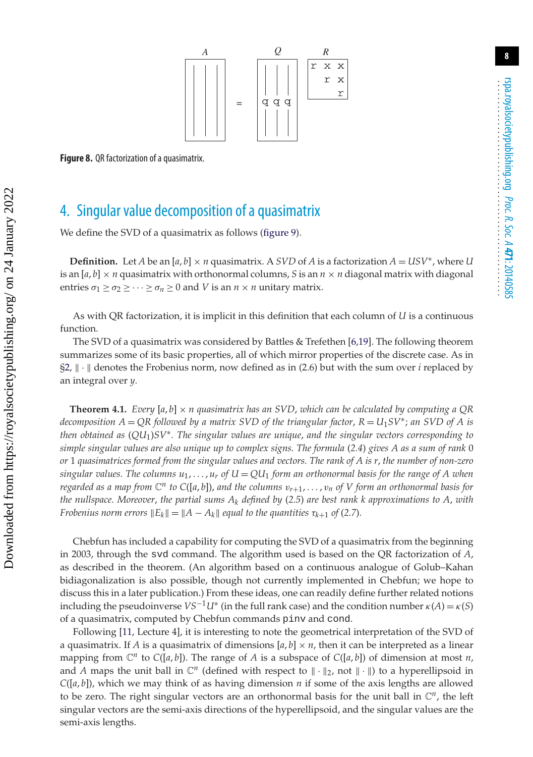**Figure 8.** QR factorization of a quasimatrix.

## 4. Singular value decomposition of a quasimatrix

We define the SVD of a quasimatrix as follows (figure 9).

**Definition.** Let $A$ be an $[a,b] \times n$ quasimatrix. A *SVD* of $A$ is a factorization $A = USV^*$, where $U$ is an $[a,b] \times n$ quasimatrix with orthonormal columns, $S$ is an $n \times n$ diagonal matrix with diagonal entries $\sigma_1 \geq \sigma_2 \geq \cdots \geq \sigma_n \geq 0$ and $V$ is an $n \times n$ unitary matrix.

As with QR factorization, it is implicit in this definition that each column of $U$ is a continuous function.

The SVD of a quasimatrix was considered by Battles & Trefethen [6,19]. The following theorem summarizes some of its basic properties, all of which mirror properties of the discrete case. As in §2, $\|\cdot\|$ denotes the Frobenius norm, now defined as in (2.6) but with the sum over $i$ replaced by an integral over $y$.

**Theorem 4.1.** *Every $[a,b] \times n$ quasimatrix has an SVD, which can be calculated by computing a QR decomposition $A = QR$ followed by a matrix SVD of the triangular factor, $R = U_1 S V^*$; an SVD of $A$ is then obtained as $(QU_1)SV^*$. The singular values are unique, and the singular vectors corresponding to simple singular values are also unique up to complex signs. The formula (2.4) gives $A$ as a sum of rank 0 or 1 quasimatrices formed from the singular values and vectors. The rank of $A$ is $r$, the number of non-zero singular values. The columns $u_1, \ldots, u_r$ of $U = QU_1$ form an orthonormal basis for the range of $A$ when regarded as a map from $\mathbb{C}^n$ to $C([a,b])$, and the columns $v_{r+1}, \ldots, v_n$ of $V$ form an orthonormal basis for the nullspace. Moreover, the partial sums $A_k$ defined by (2.5) are best rank $k$ approximations to $A$, with Frobenius norm errors $\|E_k\| = \|A - A_k\|$ equal to the quantities $\tau_{k+1}$ of (2.7).*

Chebfun has included a capability for computing the SVD of a quasimatrix from the beginning in 2003, through the `svd` command. The algorithm used is based on the QR factorization of $A$, as described in the theorem. (An algorithm based on a continuous analogue of Golub–Kahan bidiagonalization is also possible, though not currently implemented in Chebfun; we hope to discuss this in a later publication.) From these ideas, one can readily define further related notions including the pseudoinverse $VS^{-1}U^*$ (in the full rank case) and the condition number $\kappa(A) = \kappa(S)$ of a quasimatrix, computed by Chebfun commands `pinv` and `cond`.

Following [11, Lecture 4], it is interesting to note the geometrical interpretation of the SVD of a quasimatrix. If $A$ is a quasimatrix of dimensions $[a,b] \times n$, then it can be interpreted as a linear mapping from $\mathbb{C}^n$ to $C([a,b])$. The range of $A$ is a subspace of $C([a,b])$ of dimension at most $n$, and $A$ maps the unit ball in $\mathbb{C}^n$ (defined with respect to $\|\cdot\|_2$, not $\|\cdot\|$) to a hyperellipsoid in $C([a,b])$, which we may think of as having dimension $n$ if some of the axis lengths are allowed to be zero. The right singular vectors are an orthonormal basis for the unit ball in $\mathbb{C}^n$, the left singular vectors are the semi-axis directions of the hyperellipsoid, and the singular values are the semi-axis lengths.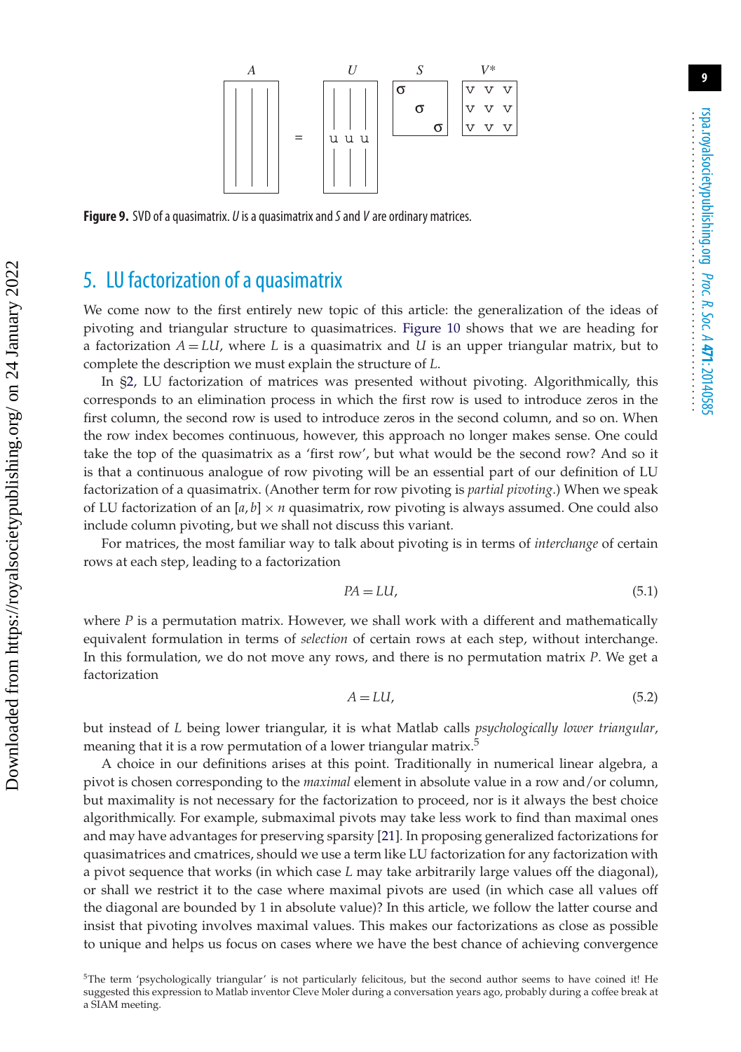A = U S V*

Figure 9. SVD of a quasimatrix. $U$ is a quasimatrix and $S$ and $V$ are ordinary matrices.

## 5. LU factorization of a quasimatrix

We come now to the first entirely new topic of this article: the generalization of the ideas of pivoting and triangular structure to quasimatrices. Figure 10 shows that we are heading for a factorization $A = LU$, where $L$ is a quasimatrix and $U$ is an upper triangular matrix, but to complete the description we must explain the structure of $L$.

In §2, LU factorization of matrices was presented without pivoting. Algorithmically, this corresponds to an elimination process in which the first row is used to introduce zeros in the first column, the second row is used to introduce zeros in the second column, and so on. When the row index becomes continuous, however, this approach no longer makes sense. One could take the top of the quasimatrix as a 'first row', but what would be the second row? And so it is that a continuous analogue of row pivoting will be an essential part of our definition of LU factorization of a quasimatrix. (Another term for row pivoting is *partial pivoting*.) When we speak of LU factorization of an $[a, b] \times n$ quasimatrix, row pivoting is always assumed. One could also include column pivoting, but we shall not discuss this variant.

For matrices, the most familiar way to talk about pivoting is in terms of *interchange* of certain rows at each step, leading to a factorization

$$PA = LU, \tag{5.1}$$

where $P$ is a permutation matrix. However, we shall work with a different and mathematically equivalent formulation in terms of *selection* of certain rows at each step, without interchange. In this formulation, we do not move any rows, and there is no permutation matrix $P$. We get a factorization

$$A = LU, \tag{5.2}$$

but instead of $L$ being lower triangular, it is what Matlab calls *psychologically lower triangular*, meaning that it is a row permutation of a lower triangular matrix.[5]

A choice in our definitions arises at this point. Traditionally in numerical linear algebra, a pivot is chosen corresponding to the *maximal* element in absolute value in a row and/or column, but maximality is not necessary for the factorization to proceed, nor is it always the best choice algorithmically. For example, submaximal pivots may take less work to find than maximal ones and may have advantages for preserving sparsity [21]. In proposing generalized factorizations for quasimatrices and cmatrices, should we use a term like LU factorization for any factorization with a pivot sequence that works (in which case $L$ may take arbitrarily large values off the diagonal), or shall we restrict it to the case where maximal pivots are used (in which case all values off the diagonal are bounded by 1 in absolute value)? In this article, we follow the latter course and insist that pivoting involves maximal values. This makes our factorizations as close as possible to unique and helps us focus on cases where we have the best chance of achieving convergence

[5]The term 'psychologically triangular' is not particularly felicitous, but the second author seems to have coined it! He suggested this expression to Matlab inventor Cleve Moler during a conversation years ago, probably during a coffee break at a SIAM meeting.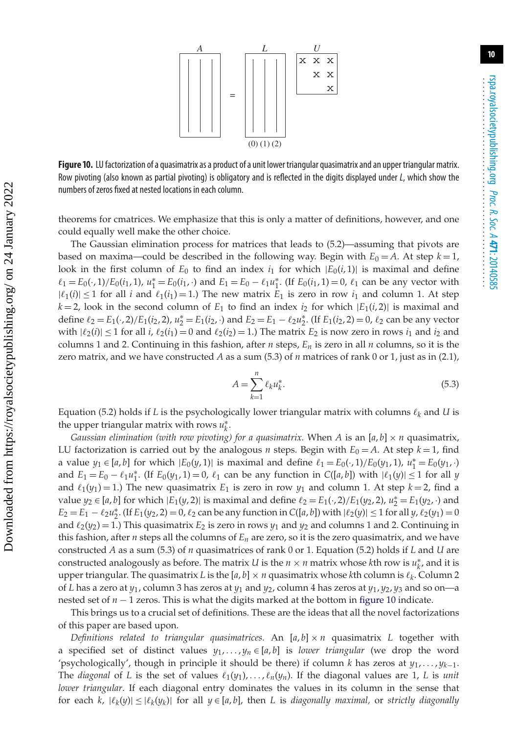**Figure 10.** LU factorization of a quasimatrix as a product of a unit lower triangular quasimatrix and an upper triangular matrix. Row pivoting (also known as partial pivoting) is obligatory and is reflected in the digits displayed under $L$, which show the numbers of zeros fixed at nested locations in each column.

theorems for cmatrices. We emphasize that this is only a matter of definitions, however, and one could equally well make the other choice.

The Gaussian elimination process for matrices that leads to (5.2)—assuming that pivots are based on maxima—could be described in the following way. Begin with $E_0 = A$. At step $k = 1$, look in the first column of $E_0$ to find an index $i_1$ for which $|E_0(i,1)|$ is maximal and define $\ell_1 = E_0(\cdot,1)/E_0(i_1,1)$, $u_1^* = E_0(i_1,\cdot)$ and $E_1 = E_0 - \ell_1 u_1^*$. (If $E_0(i_1,1) = 0$, $\ell_1$ can be any vector with $|\ell_1(i)| \le 1$ for all $i$ and $\ell_1(i_1) = 1$.) The new matrix $E_1$ is zero in row $i_1$ and column 1. At step $k = 2$, look in the second column of $E_1$ to find an index $i_2$ for which $|E_1(i,2)|$ is maximal and define $\ell_2 = E_1(\cdot,2)/E_1(i_2,2)$, $u_2^* = E_1(i_2,\cdot)$ and $E_2 = E_1 - \ell_2 u_2^*$. (If $E_1(i_2,2) = 0$, $\ell_2$ can be any vector with $|\ell_2(i)| \le 1$ for all $i$, $\ell_2(i_1) = 0$ and $\ell_2(i_2) = 1$.) The matrix $E_2$ is now zero in rows $i_1$ and $i_2$ and columns 1 and 2. Continuing in this fashion, after $n$ steps, $E_n$ is zero in all $n$ columns, so it is the zero matrix, and we have constructed $A$ as a sum (5.3) of $n$ matrices of rank 0 or 1, just as in (2.1),

$$A = \sum_{k=1}^{n} \ell_k u_k^*. \tag{5.3}$$

Equation (5.2) holds if $L$ is the psychologically lower triangular matrix with columns $\ell_k$ and $U$ is the upper triangular matrix with rows $u_k^*$.

*Gaussian elimination (with row pivoting) for a quasimatrix.* When $A$ is an $[a,b] \times n$ quasimatrix, LU factorization is carried out by the analogous $n$ steps. Begin with $E_0 = A$. At step $k = 1$, find a value $y_1 \in [a,b]$ for which $|E_0(y,1)|$ is maximal and define $\ell_1 = E_0(\cdot,1)/E_0(y_1,1)$, $u_1^* = E_0(y_1,\cdot)$ and $E_1 = E_0 - \ell_1 u_1^*$. (If $E_0(y_1,1) = 0$, $\ell_1$ can be any function in $C([a,b])$ with $|\ell_1(y)| \le 1$ for all $y$ and $\ell_1(y_1) = 1$.) The new quasimatrix $E_1$ is zero in row $y_1$ and column 1. At step $k = 2$, find a value $y_2 \in [a,b]$ for which $|E_1(y,2)|$ is maximal and define $\ell_2 = E_1(\cdot,2)/E_1(y_2,2)$, $u_2^* = E_1(y_2,\cdot)$ and $E_2 = E_1 - \ell_2 u_2^*$. (If $E_1(y_2,2) = 0$, $\ell_2$ can be any function in $C([a,b])$ with $|\ell_2(y)| \le 1$ for all $y$, $\ell_2(y_1) = 0$ and $\ell_2(y_2) = 1$.) This quasimatrix $E_2$ is zero in rows $y_1$ and $y_2$ and columns 1 and 2. Continuing in this fashion, after $n$ steps all the columns of $E_n$ are zero, so it is the zero quasimatrix, and we have constructed $A$ as a sum (5.3) of $n$ quasimatrices of rank 0 or 1. Equation (5.2) holds if $L$ and $U$ are constructed analogously as before. The matrix $U$ is the $n \times n$ matrix whose $k$th row is $u_k^*$, and it is upper triangular. The quasimatrix $L$ is the $[a,b] \times n$ quasimatrix whose $k$th column is $\ell_k$. Column 2 of $L$ has a zero at $y_1$, column 3 has zeros at $y_1$ and $y_2$, column 4 has zeros at $y_1, y_2, y_3$ and so on—a nested set of $n-1$ zeros. This is what the digits marked at the bottom in figure 10 indicate.

This brings us to a crucial set of definitions. These are the ideas that all the novel factorizations of this paper are based upon.

*Definitions related to triangular quasimatrices.* An $[a,b] \times n$ quasimatrix $L$ together with a specified set of distinct values $y_1, \ldots, y_n \in [a,b]$ is *lower triangular* (we drop the word 'psychologically', though in principle it should be there) if column $k$ has zeros at $y_1, \ldots, y_{k-1}$. The *diagonal* of $L$ is the set of values $\ell_1(y_1), \ldots, \ell_n(y_n)$. If the diagonal values are 1, $L$ is *unit lower triangular*. If each diagonal entry dominates the values in its column in the sense that for each $k$, $|\ell_k(y)| \le |\ell_k(y_k)|$ for all $y \in [a,b]$, then $L$ is *diagonally maximal*, or *strictly diagonally*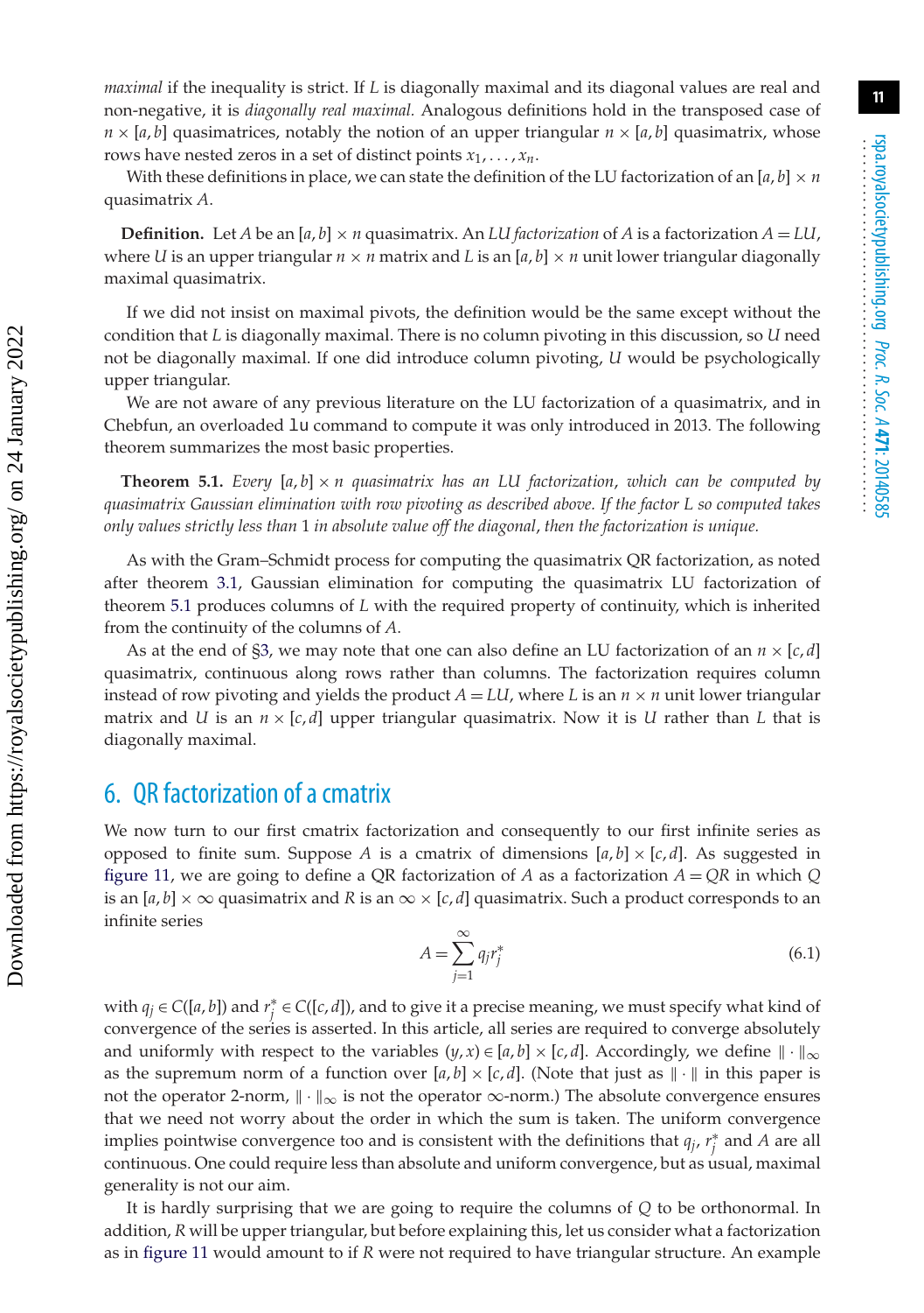*maximal* if the inequality is strict. If $L$ is diagonally maximal and its diagonal values are real and non-negative, it is *diagonally real maximal.* Analogous definitions hold in the transposed case of $n \times [a,b]$ quasimatrices, notably the notion of an upper triangular $n \times [a,b]$ quasimatrix, whose rows have nested zeros in a set of distinct points $x_1, \ldots, x_n$.

With these definitions in place, we can state the definition of the LU factorization of an $[a,b] \times n$ quasimatrix $A$.

**Definition.** Let $A$ be an $[a,b] \times n$ quasimatrix. An *LU factorization* of $A$ is a factorization $A = LU$, where $U$ is an upper triangular $n \times n$ matrix and $L$ is an $[a,b] \times n$ unit lower triangular diagonally maximal quasimatrix.

If we did not insist on maximal pivots, the definition would be the same except without the condition that $L$ is diagonally maximal. There is no column pivoting in this discussion, so $U$ need not be diagonally maximal. If one did introduce column pivoting, $U$ would be psychologically upper triangular.

We are not aware of any previous literature on the LU factorization of a quasimatrix, and in Chebfun, an overloaded `lu` command to compute it was only introduced in 2013. The following theorem summarizes the most basic properties.

**Theorem 5.1.** *Every $[a,b] \times n$ quasimatrix has an LU factorization, which can be computed by quasimatrix Gaussian elimination with row pivoting as described above. If the factor $L$ so computed takes only values strictly less than 1 in absolute value off the diagonal, then the factorization is unique.*

As with the Gram–Schmidt process for computing the quasimatrix QR factorization, as noted after theorem 3.1, Gaussian elimination for computing the quasimatrix LU factorization of theorem 5.1 produces columns of $L$ with the required property of continuity, which is inherited from the continuity of the columns of $A$.

As at the end of §3, we may note that one can also define an LU factorization of an $n \times [c,d]$ quasimatrix, continuous along rows rather than columns. The factorization requires column instead of row pivoting and yields the product $A = LU$, where $L$ is an $n \times n$ unit lower triangular matrix and $U$ is an $n \times [c,d]$ upper triangular quasimatrix. Now it is $U$ rather than $L$ that is diagonally maximal.

## 6. QR factorization of a cmatrix

We now turn to our first cmatrix factorization and consequently to our first infinite series as opposed to finite sum. Suppose $A$ is a cmatrix of dimensions $[a,b] \times [c,d]$. As suggested in figure 11, we are going to define a QR factorization of $A$ as a factorization $A = QR$ in which $Q$ is an $[a,b] \times \infty$ quasimatrix and $R$ is an $\infty \times [c,d]$ quasimatrix. Such a product corresponds to an infinite series

$$A = \sum_{j=1}^{\infty} q_j r_j^* \tag{6.1}$$

with $q_j \in C([a,b])$ and $r_j^* \in C([c,d])$, and to give it a precise meaning, we must specify what kind of convergence of the series is asserted. In this article, all series are required to converge absolutely and uniformly with respect to the variables $(y,x) \in [a,b] \times [c,d]$. Accordingly, we define $\|\cdot\|_\infty$ as the supremum norm of a function over $[a,b] \times [c,d]$. (Note that just as $\|\cdot\|$ in this paper is not the operator 2-norm, $\|\cdot\|_\infty$ is not the operator $\infty$-norm.) The absolute convergence ensures that we need not worry about the order in which the sum is taken. The uniform convergence implies pointwise convergence too and is consistent with the definitions that $q_j$, $r_j^*$ and $A$ are all continuous. One could require less than absolute and uniform convergence, but as usual, maximal generality is not our aim.

It is hardly surprising that we are going to require the columns of $Q$ to be orthonormal. In addition, $R$ will be upper triangular, but before explaining this, let us consider what a factorization as in figure 11 would amount to if $R$ were not required to have triangular structure. An example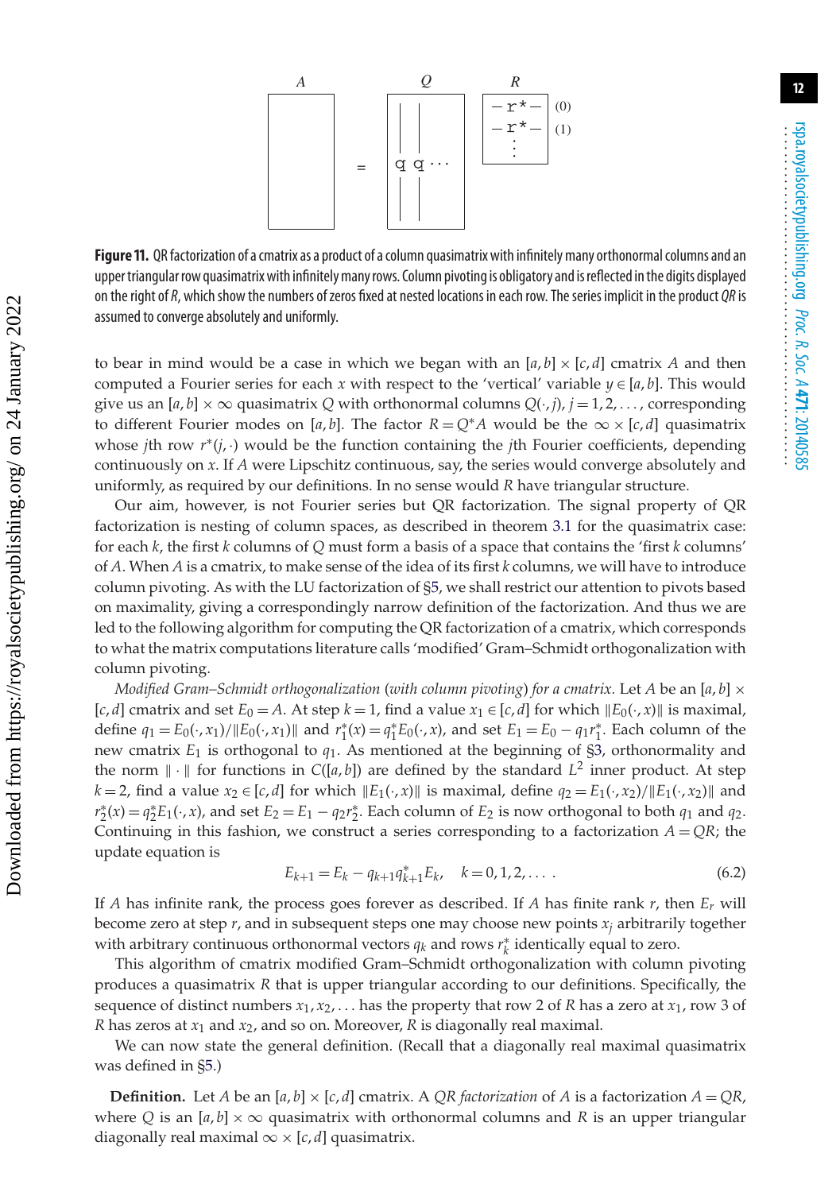**Figure 11.** QR factorization of a cmatrix as a product of a column quasimatrix with infinitely many orthonormal columns and an upper triangular row quasimatrix with infinitely many rows. Column pivoting is obligatory and is reflected in the digits displayed on the right of $R$, which show the numbers of zeros fixed at nested locations in each row. The series implicit in the product $QR$ is assumed to converge absolutely and uniformly.

to bear in mind would be a case in which we began with an $[a,b]\times[c,d]$ cmatrix $A$ and then computed a Fourier series for each $x$ with respect to the 'vertical' variable $y\in[a,b]$. This would give us an $[a,b]\times\infty$ quasimatrix $Q$ with orthonormal columns $Q(\cdot,j)$, $j=1,2,\ldots,$ corresponding to different Fourier modes on $[a,b]$. The factor $R=Q^*A$ would be the $\infty\times[c,d]$ quasimatrix whose $j$th row $r^*(j,\cdot)$ would be the function containing the $j$th Fourier coefficients, depending continuously on $x$. If $A$ were Lipschitz continuous, say, the series would converge absolutely and uniformly, as required by our definitions. In no sense would $R$ have triangular structure.

Our aim, however, is not Fourier series but QR factorization. The signal property of QR factorization is nesting of column spaces, as described in theorem 3.1 for the quasimatrix case: for each $k$, the first $k$ columns of $Q$ must form a basis of a space that contains the 'first $k$ columns' of $A$. When $A$ is a cmatrix, to make sense of the idea of its first $k$ columns, we will have to introduce column pivoting. As with the LU factorization of §5, we shall restrict our attention to pivots based on maximality, giving a correspondingly narrow definition of the factorization. And thus we are led to the following algorithm for computing the QR factorization of a cmatrix, which corresponds to what the matrix computations literature calls 'modified' Gram–Schmidt orthogonalization with column pivoting.

*Modified Gram–Schmidt orthogonalization (with column pivoting) for a cmatrix.* Let $A$ be an $[a,b]\times[c,d]$ cmatrix and set $E_0=A$. At step $k=1$, find a value $x_1\in[c,d]$ for which $\|E_0(\cdot,x)\|$ is maximal, define $q_1=E_0(\cdot,x_1)/\|E_0(\cdot,x_1)\|$ and $r_1^*(x)=q_1^*E_0(\cdot,x)$, and set $E_1=E_0-q_1r_1^*$. Each column of the new cmatrix $E_1$ is orthogonal to $q_1$. As mentioned at the beginning of §3, orthonormality and the norm $\|\cdot\|$ for functions in $C([a,b])$ are defined by the standard $L^2$ inner product. At step $k=2$, find a value $x_2\in[c,d]$ for which $\|E_1(\cdot,x)\|$ is maximal, define $q_2=E_1(\cdot,x_2)/\|E_1(\cdot,x_2)\|$ and $r_2^*(x)=q_2^*E_1(\cdot,x)$, and set $E_2=E_1-q_2r_2^*$. Each column of $E_2$ is now orthogonal to both $q_1$ and $q_2$. Continuing in this fashion, we construct a series corresponding to a factorization $A=QR$; the update equation is

$$E_{k+1}=E_k-q_{k+1}q_{k+1}^*E_k,\quad k=0,1,2,\ldots. \tag{6.2}$$

If $A$ has infinite rank, the process goes forever as described. If $A$ has finite rank $r$, then $E_r$ will become zero at step $r$, and in subsequent steps one may choose new points $x_j$ arbitrarily together with arbitrary continuous orthonormal vectors $q_k$ and rows $r_k^*$ identically equal to zero.

This algorithm of cmatrix modified Gram–Schmidt orthogonalization with column pivoting produces a quasimatrix $R$ that is upper triangular according to our definitions. Specifically, the sequence of distinct numbers $x_1,x_2,\ldots$ has the property that row 2 of $R$ has a zero at $x_1$, row 3 of $R$ has zeros at $x_1$ and $x_2$, and so on. Moreover, $R$ is diagonally real maximal.

We can now state the general definition. (Recall that a diagonally real maximal quasimatrix was defined in §5.)

**Definition.** Let $A$ be an $[a,b]\times[c,d]$ cmatrix. A *QR factorization* of $A$ is a factorization $A=QR$, where $Q$ is an $[a,b]\times\infty$ quasimatrix with orthonormal columns and $R$ is an upper triangular diagonally real maximal $\infty\times[c,d]$ quasimatrix.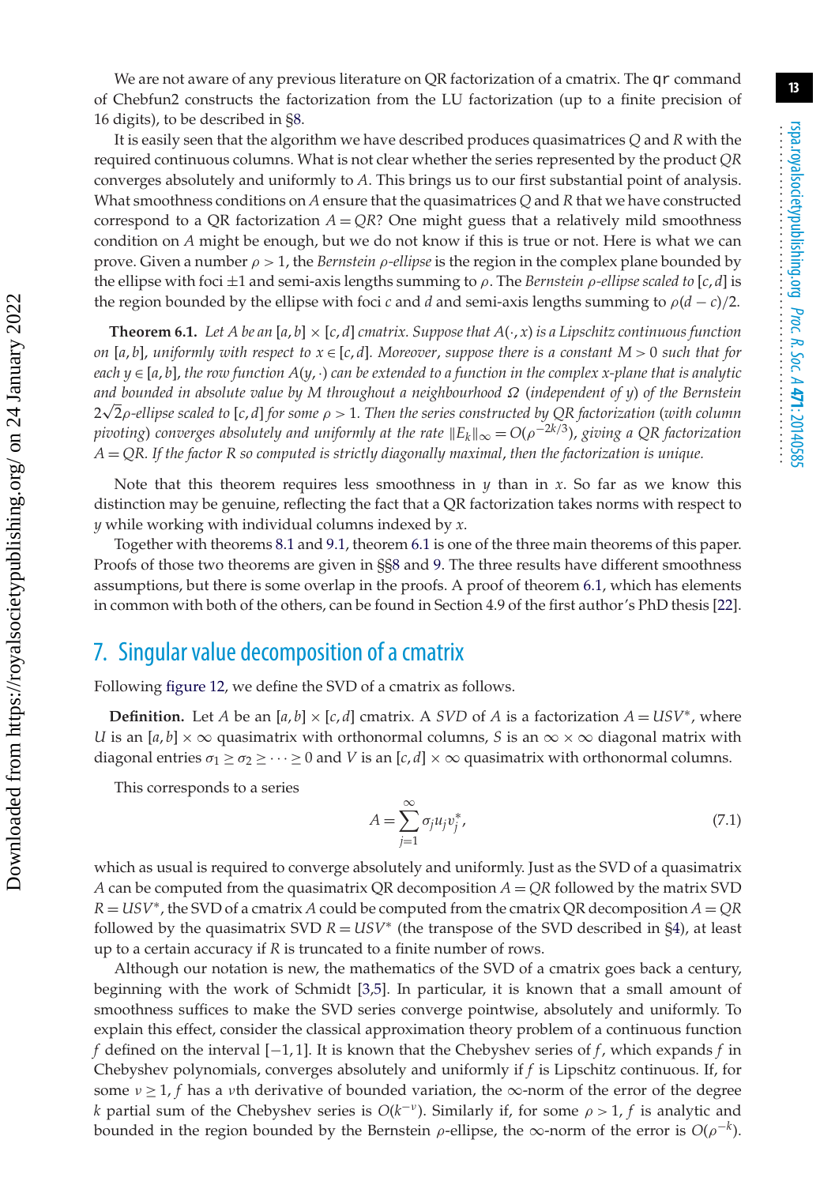We are not aware of any previous literature on QR factorization of a cmatrix. The `qr` command of Chebfun2 constructs the factorization from the LU factorization (up to a finite precision of 16 digits), to be described in §8.

It is easily seen that the algorithm we have described produces quasimatrices $Q$ and $R$ with the required continuous columns. What is not clear whether the series represented by the product $QR$ converges absolutely and uniformly to $A$. This brings us to our first substantial point of analysis. What smoothness conditions on $A$ ensure that the quasimatrices $Q$ and $R$ that we have constructed correspond to a QR factorization $A = QR$? One might guess that a relatively mild smoothness condition on $A$ might be enough, but we do not know if this is true or not. Here is what we can prove. Given a number $\rho > 1$, the *Bernstein $\rho$-ellipse* is the region in the complex plane bounded by the ellipse with foci $\pm 1$ and semi-axis lengths summing to $\rho$. The *Bernstein $\rho$-ellipse scaled to* $[c, d]$ is the region bounded by the ellipse with foci $c$ and $d$ and semi-axis lengths summing to $\rho(d - c)/2$.

**Theorem 6.1.** *Let $A$ be an $[a, b] \times [c, d]$ cmatrix. Suppose that $A(\cdot, x)$ is a Lipschitz continuous function on $[a, b]$, uniformly with respect to $x \in [c, d]$. Moreover, suppose there is a constant $M > 0$ such that for each $y \in [a, b]$, the row function $A(y, \cdot)$ can be extended to a function in the complex $x$-plane that is analytic and bounded in absolute value by $M$ throughout a neighbourhood $\Omega$ (independent of $y$) of the Bernstein $2\sqrt{2}\rho$-ellipse scaled to $[c, d]$ for some $\rho > 1$. Then the series constructed by QR factorization (with column pivoting) converges absolutely and uniformly at the rate $\|E_k\|_\infty = O(\rho^{-2k/3})$, giving a QR factorization $A = QR$. If the factor $R$ so computed is strictly diagonally maximal, then the factorization is unique.*

Note that this theorem requires less smoothness in $y$ than in $x$. So far as we know this distinction may be genuine, reflecting the fact that a QR factorization takes norms with respect to $y$ while working with individual columns indexed by $x$.

Together with theorems 8.1 and 9.1, theorem 6.1 is one of the three main theorems of this paper. Proofs of those two theorems are given in §§8 and 9. The three results have different smoothness assumptions, but there is some overlap in the proofs. A proof of theorem 6.1, which has elements in common with both of the others, can be found in Section 4.9 of the first author's PhD thesis [22].

## 7. Singular value decomposition of a cmatrix

Following figure 12, we define the SVD of a cmatrix as follows.

**Definition.** Let $A$ be an $[a, b] \times [c, d]$ cmatrix. A *SVD* of $A$ is a factorization $A = USV^*$, where $U$ is an $[a, b] \times \infty$ quasimatrix with orthonormal columns, $S$ is an $\infty \times \infty$ diagonal matrix with diagonal entries $\sigma_1 \geq \sigma_2 \geq \cdots \geq 0$ and $V$ is an $[c, d] \times \infty$ quasimatrix with orthonormal columns.

This corresponds to a series

$$A = \sum_{j=1}^{\infty} \sigma_j u_j v_j^*, \tag{7.1}$$

which as usual is required to converge absolutely and uniformly. Just as the SVD of a quasimatrix $A$ can be computed from the quasimatrix QR decomposition $A = QR$ followed by the matrix SVD $R = USV^*$, the SVD of a cmatrix $A$ could be computed from the cmatrix QR decomposition $A = QR$ followed by the quasimatrix SVD $R = USV^*$ (the transpose of the SVD described in §4), at least up to a certain accuracy if $R$ is truncated to a finite number of rows.

Although our notation is new, the mathematics of the SVD of a cmatrix goes back a century, beginning with the work of Schmidt [3,5]. In particular, it is known that a small amount of smoothness suffices to make the SVD series converge pointwise, absolutely and uniformly. To explain this effect, consider the classical approximation theory problem of a continuous function $f$ defined on the interval $[-1, 1]$. It is known that the Chebyshev series of $f$, which expands $f$ in Chebyshev polynomials, converges absolutely and uniformly if $f$ is Lipschitz continuous. If, for some $\nu \geq 1$, $f$ has a $\nu$th derivative of bounded variation, the $\infty$-norm of the error of the degree $k$ partial sum of the Chebyshev series is $O(k^{-\nu})$. Similarly if, for some $\rho > 1$, $f$ is analytic and bounded in the region bounded by the Bernstein $\rho$-ellipse, the $\infty$-norm of the error is $O(\rho^{-k})$.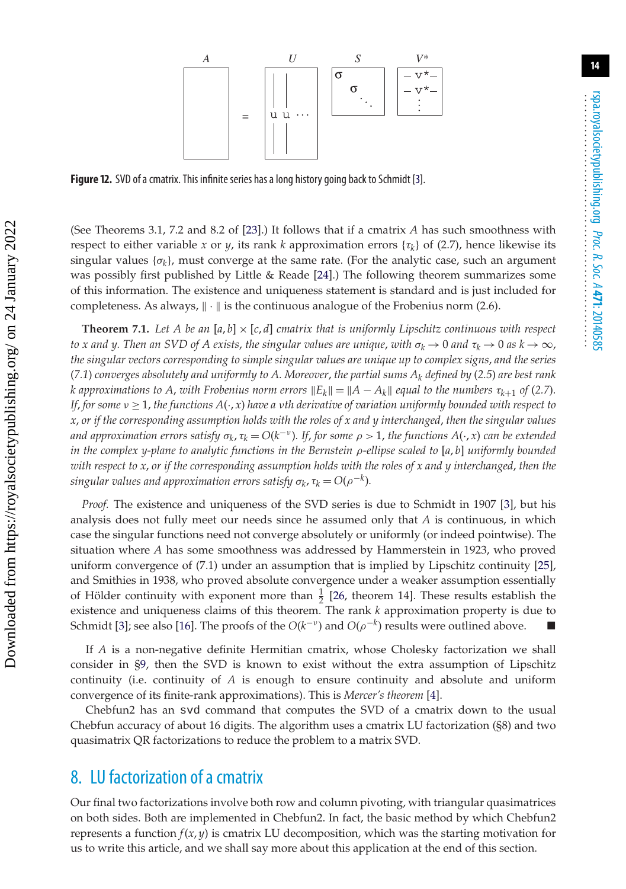Figure 12. SVD of a cmatrix. This infinite series has a long history going back to Schmidt [3].

(See Theorems 3.1, 7.2 and 8.2 of [23].) It follows that if a cmatrix $A$ has such smoothness with respect to either variable $x$ or $y$, its rank $k$ approximation errors $\{\tau_k\}$ of (2.7), hence likewise its singular values $\{\sigma_k\}$, must converge at the same rate. (For the analytic case, such an argument was possibly first published by Little & Reade [24].) The following theorem summarizes some of this information. The existence and uniqueness statement is standard and is just included for completeness. As always, $\|\cdot\|$ is the continuous analogue of the Frobenius norm (2.6).

**Theorem 7.1.** *Let $A$ be an $[a,b]\times[c,d]$ cmatrix that is uniformly Lipschitz continuous with respect to $x$ and $y$. Then an SVD of $A$ exists, the singular values are unique, with $\sigma_k \to 0$ and $\tau_k \to 0$ as $k\to\infty$, the singular vectors corresponding to simple singular values are unique up to complex signs, and the series (7.1) converges absolutely and uniformly to $A$. Moreover, the partial sums $A_k$ defined by (2.5) are best rank $k$ approximations to $A$, with Frobenius norm errors $\|E_k\| = \|A - A_k\|$ equal to the numbers $\tau_{k+1}$ of (2.7). If, for some $\nu \ge 1$, the functions $A(\cdot, x)$ have a $\nu$th derivative of variation uniformly bounded with respect to $x$, or if the corresponding assumption holds with the roles of $x$ and $y$ interchanged, then the singular values and approximation errors satisfy $\sigma_k, \tau_k = O(k^{-\nu})$. If, for some $\rho > 1$, the functions $A(\cdot, x)$ can be extended in the complex $y$-plane to analytic functions in the Bernstein $\rho$-ellipse scaled to $[a,b]$ uniformly bounded with respect to $x$, or if the corresponding assumption holds with the roles of $x$ and $y$ interchanged, then the singular values and approximation errors satisfy $\sigma_k, \tau_k = O(\rho^{-k})$.*

*Proof.* The existence and uniqueness of the SVD series is due to Schmidt in 1907 [3], but his analysis does not fully meet our needs since he assumed only that $A$ is continuous, in which case the singular functions need not converge absolutely or uniformly (or indeed pointwise). The situation where $A$ has some smoothness was addressed by Hammerstein in 1923, who proved uniform convergence of (7.1) under an assumption that is implied by Lipschitz continuity [25], and Smithies in 1938, who proved absolute convergence under a weaker assumption essentially of Hölder continuity with exponent more than $\frac{1}{2}$ [26, theorem 14]. These results establish the existence and uniqueness claims of this theorem. The rank $k$ approximation property is due to Schmidt [3]; see also [16]. The proofs of the $O(k^{-\nu})$ and $O(\rho^{-k})$ results were outlined above. ■

If $A$ is a non-negative definite Hermitian cmatrix, whose Cholesky factorization we shall consider in §9, then the SVD is known to exist without the extra assumption of Lipschitz continuity (i.e. continuity of $A$ is enough to ensure continuity and absolute and uniform convergence of its finite-rank approximations). This is *Mercer's theorem* [4].

Chebfun2 has an `svd` command that computes the SVD of a cmatrix down to the usual Chebfun accuracy of about 16 digits. The algorithm uses a cmatrix LU factorization (§8) and two quasimatrix QR factorizations to reduce the problem to a matrix SVD.

## 8. LU factorization of a cmatrix

Our final two factorizations involve both row and column pivoting, with triangular quasimatrices on both sides. Both are implemented in Chebfun2. In fact, the basic method by which Chebfun2 represents a function $f(x,y)$ is cmatrix LU decomposition, which was the starting motivation for us to write this article, and we shall say more about this application at the end of this section.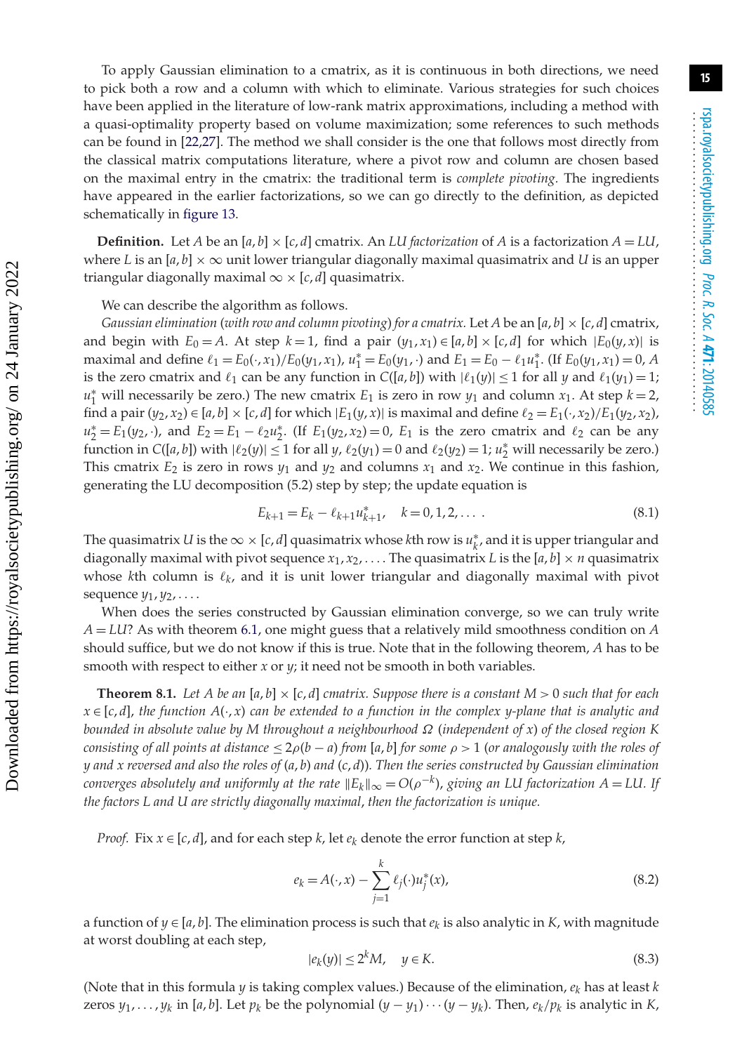To apply Gaussian elimination to a cmatrix, as it is continuous in both directions, we need to pick both a row and a column with which to eliminate. Various strategies for such choices have been applied in the literature of low-rank matrix approximations, including a method with a quasi-optimality property based on volume maximization; some references to such methods can be found in [22,27]. The method we shall consider is the one that follows most directly from the classical matrix computations literature, where a pivot row and column are chosen based on the maximal entry in the cmatrix: the traditional term is *complete pivoting*. The ingredients have appeared in the earlier factorizations, so we can go directly to the definition, as depicted schematically in figure 13.

**Definition.** Let $A$ be an $[a,b] \times [c,d]$ cmatrix. An *LU factorization* of $A$ is a factorization $A = LU$, where $L$ is an $[a,b] \times \infty$ unit lower triangular diagonally maximal quasimatrix and $U$ is an upper triangular diagonally maximal $\infty \times [c,d]$ quasimatrix.

We can describe the algorithm as follows.

*Gaussian elimination (with row and column pivoting) for a cmatrix.* Let $A$ be an $[a,b] \times [c,d]$ cmatrix, and begin with $E_0 = A$. At step $k=1$, find a pair $(y_1, x_1) \in [a,b] \times [c,d]$ for which $|E_0(y,x)|$ is maximal and define $\ell_1 = E_0(\cdot, x_1)/E_0(y_1, x_1)$, $u_1^* = E_0(y_1, \cdot)$ and $E_1 = E_0 - \ell_1 u_1^*$. (If $E_0(y_1, x_1) = 0$, $A$ is the zero cmatrix and $\ell_1$ can be any function in $C([a,b])$ with $|\ell_1(y)| \le 1$ for all $y$ and $\ell_1(y_1) = 1$; $u_1^*$ will necessarily be zero.) The new cmatrix $E_1$ is zero in row $y_1$ and column $x_1$. At step $k=2$, find a pair $(y_2, x_2) \in [a,b] \times [c,d]$ for which $|E_1(y,x)|$ is maximal and define $\ell_2 = E_1(\cdot, x_2)/E_1(y_2, x_2)$, $u_2^* = E_1(y_2, \cdot)$, and $E_2 = E_1 - \ell_2 u_2^*$. (If $E_1(y_2, x_2) = 0$, $E_1$ is the zero cmatrix and $\ell_2$ can be any function in $C([a,b])$ with $|\ell_2(y)| \le 1$ for all $y$, $\ell_2(y_1) = 0$ and $\ell_2(y_2) = 1$; $u_2^*$ will necessarily be zero.) This cmatrix $E_2$ is zero in rows $y_1$ and $y_2$ and columns $x_1$ and $x_2$. We continue in this fashion, generating the LU decomposition (5.2) step by step; the update equation is

$$E_{k+1} = E_k - \ell_{k+1} u_{k+1}^*, \quad k = 0, 1, 2, \ldots. \tag{8.1}$$

The quasimatrix $U$ is the $\infty \times [c,d]$ quasimatrix whose $k$th row is $u_k^*$, and it is upper triangular and diagonally maximal with pivot sequence $x_1, x_2, \ldots$. The quasimatrix $L$ is the $[a,b] \times n$ quasimatrix whose $k$th column is $\ell_k$, and it is unit lower triangular and diagonally maximal with pivot sequence $y_1, y_2, \ldots$.

When does the series constructed by Gaussian elimination converge, so we can truly write $A = LU$? As with theorem 6.1, one might guess that a relatively mild smoothness condition on $A$ should suffice, but we do not know if this is true. Note that in the following theorem, $A$ has to be smooth with respect to either $x$ or $y$; it need not be smooth in both variables.

**Theorem 8.1.** *Let $A$ be an $[a,b] \times [c,d]$ cmatrix. Suppose there is a constant $M > 0$ such that for each $x \in [c,d]$, the function $A(\cdot, x)$ can be extended to a function in the complex $y$-plane that is analytic and bounded in absolute value by $M$ throughout a neighbourhood $\Omega$ (independent of $x$) of the closed region $K$ consisting of all points at distance $\le 2\rho(b-a)$ from $[a,b]$ for some $\rho > 1$ (or analogously with the roles of $y$ and $x$ reversed and also the roles of $(a,b)$ and $(c,d)$). Then the series constructed by Gaussian elimination converges absolutely and uniformly at the rate $\|E_k\|_\infty = O(\rho^{-k})$, giving an LU factorization $A = LU$. If the factors $L$ and $U$ are strictly diagonally maximal, then the factorization is unique.*

*Proof.* Fix $x \in [c,d]$, and for each step $k$, let $e_k$ denote the error function at step $k$,

$$e_k = A(\cdot, x) - \sum_{j=1}^{k} \ell_j(\cdot) u_j^*(x), \tag{8.2}$$

a function of $y \in [a,b]$. The elimination process is such that $e_k$ is also analytic in $K$, with magnitude at worst doubling at each step,

$$|e_k(y)| \le 2^k M, \quad y \in K. \tag{8.3}$$

(Note that in this formula $y$ is taking complex values.) Because of the elimination, $e_k$ has at least $k$ zeros $y_1, \ldots, y_k$ in $[a,b]$. Let $p_k$ be the polynomial $(y - y_1) \cdots (y - y_k)$. Then, $e_k/p_k$ is analytic in $K$,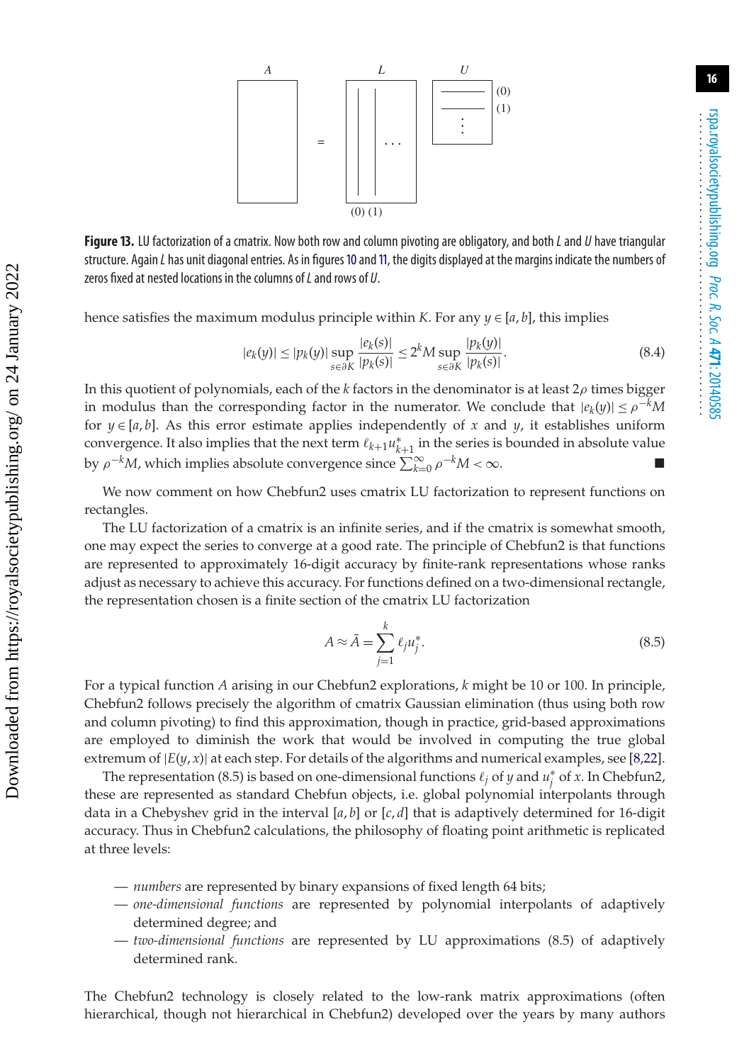**Figure 13.** LU factorization of a cmatrix. Now both row and column pivoting are obligatory, and both $L$ and $U$ have triangular structure. Again $L$ has unit diagonal entries. As in figures 10 and 11, the digits displayed at the margins indicate the numbers of zeros fixed at nested locations in the columns of $L$ and rows of $U$.

hence satisfies the maximum modulus principle within $K$. For any $y \in [a, b]$, this implies

$$|e_k(y)| \le |p_k(y)| \sup_{s \in \partial K} \frac{|e_k(s)|}{|p_k(s)|} \le 2^k M \sup_{s \in \partial K} \frac{|p_k(y)|}{|p_k(s)|}. \tag{8.4}$$

In this quotient of polynomials, each of the $k$ factors in the denominator is at least $2\rho$ times bigger in modulus than the corresponding factor in the numerator. We conclude that $|e_k(y)| \le \rho^{-k} M$ for $y \in [a, b]$. As this error estimate applies independently of $x$ and $y$, it establishes uniform convergence. It also implies that the next term $\ell_{k+1} u_{k+1}^*$ in the series is bounded in absolute value by $\rho^{-k} M$, which implies absolute convergence since $\sum_{k=0}^{\infty} \rho^{-k} M < \infty$. ■

We now comment on how Chebfun2 uses cmatrix LU factorization to represent functions on rectangles.

The LU factorization of a cmatrix is an infinite series, and if the cmatrix is somewhat smooth, one may expect the series to converge at a good rate. The principle of Chebfun2 is that functions are represented to approximately 16-digit accuracy by finite-rank representations whose ranks adjust as necessary to achieve this accuracy. For functions defined on a two-dimensional rectangle, the representation chosen is a finite section of the cmatrix LU factorization

$$A \approx \tilde{A} = \sum_{j=1}^{k} \ell_j u_j^*. \tag{8.5}$$

For a typical function $A$ arising in our Chebfun2 explorations, $k$ might be 10 or 100. In principle, Chebfun2 follows precisely the algorithm of cmatrix Gaussian elimination (thus using both row and column pivoting) to find this approximation, though in practice, grid-based approximations are employed to diminish the work that would be involved in computing the true global extremum of $|E(y, x)|$ at each step. For details of the algorithms and numerical examples, see [8,22].

The representation (8.5) is based on one-dimensional functions $\ell_j$ of $y$ and $u_j^*$ of $x$. In Chebfun2, these are represented as standard Chebfun objects, i.e. global polynomial interpolants through data in a Chebyshev grid in the interval $[a, b]$ or $[c, d]$ that is adaptively determined for 16-digit accuracy. Thus in Chebfun2 calculations, the philosophy of floating point arithmetic is replicated at three levels:

- *numbers* are represented by binary expansions of fixed length 64 bits;
- *one-dimensional functions* are represented by polynomial interpolants of adaptively determined degree; and
- *two-dimensional functions* are represented by LU approximations (8.5) of adaptively determined rank.

The Chebfun2 technology is closely related to the low-rank matrix approximations (often hierarchical, though not hierarchical in Chebfun2) developed over the years by many authors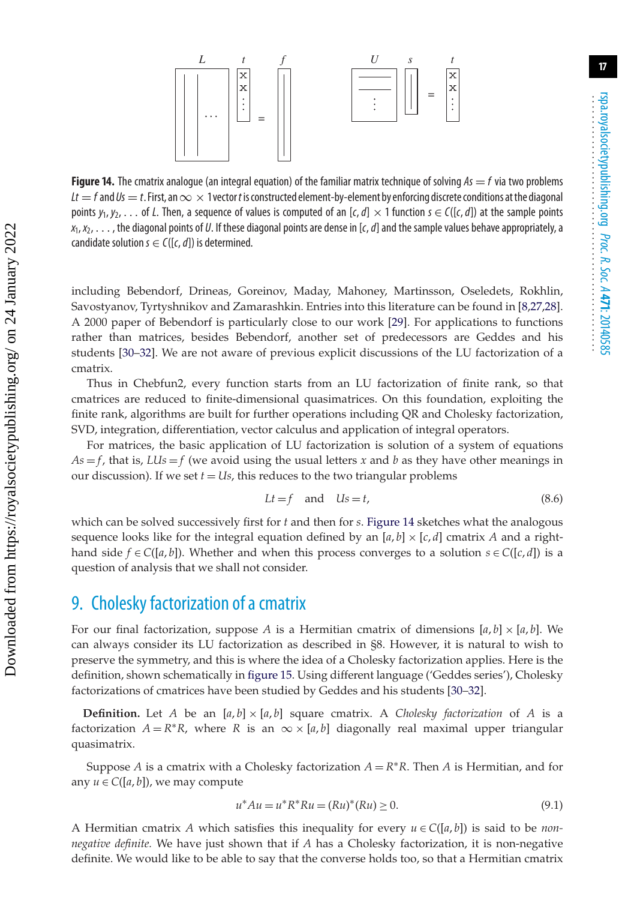**Figure 14.** The cmatrix analogue (an integral equation) of the familiar matrix technique of solving $As = f$ via two problems $Lt = f$ and $Us = t$. First, an $\infty \times 1$ vector $t$ is constructed element-by-element by enforcing discrete conditions at the diagonal points $y_1, y_2, \ldots$ of $L$. Then, a sequence of values is computed of an $[c, d] \times 1$ function $s \in C([c, d])$ at the sample points $x_1, x_2, \ldots$, the diagonal points of $U$. If these diagonal points are dense in $[c, d]$ and the sample values behave appropriately, a candidate solution $s \in C([c, d])$ is determined.

including Bebendorf, Drineas, Goreinov, Maday, Mahoney, Martinsson, Oseledets, Rokhlin, Savostyanov, Tyrtyshnikov and Zamarashkin. Entries into this literature can be found in [8,27,28]. A 2000 paper of Bebendorf is particularly close to our work [29]. For applications to functions rather than matrices, besides Bebendorf, another set of predecessors are Geddes and his students [30–32]. We are not aware of previous explicit discussions of the LU factorization of a cmatrix.

Thus in Chebfun2, every function starts from an LU factorization of finite rank, so that cmatrices are reduced to finite-dimensional quasimatrices. On this foundation, exploiting the finite rank, algorithms are built for further operations including QR and Cholesky factorization, SVD, integration, differentiation, vector calculus and application of integral operators.

For matrices, the basic application of LU factorization is solution of a system of equations $As = f$, that is, $LUs = f$ (we avoid using the usual letters $x$ and $b$ as they have other meanings in our discussion). If we set $t = Us$, this reduces to the two triangular problems

$$Lt = f \quad \text{and} \quad Us = t, \tag{8.6}$$

which can be solved successively first for $t$ and then for $s$. Figure 14 sketches what the analogous sequence looks like for the integral equation defined by an $[a, b] \times [c, d]$ cmatrix $A$ and a right-hand side $f \in C([a, b])$. Whether and when this process converges to a solution $s \in C([c, d])$ is a question of analysis that we shall not consider.

## 9. Cholesky factorization of a cmatrix

For our final factorization, suppose $A$ is a Hermitian cmatrix of dimensions $[a, b] \times [a, b]$. We can always consider its LU factorization as described in §8. However, it is natural to wish to preserve the symmetry, and this is where the idea of a Cholesky factorization applies. Here is the definition, shown schematically in figure 15. Using different language ('Geddes series'), Cholesky factorizations of cmatrices have been studied by Geddes and his students [30–32].

**Definition.** Let $A$ be an $[a, b] \times [a, b]$ square cmatrix. A *Cholesky factorization* of $A$ is a factorization $A = R^*R$, where $R$ is an $\infty \times [a, b]$ diagonally real maximal upper triangular quasimatrix.

Suppose $A$ is a cmatrix with a Cholesky factorization $A = R^*R$. Then $A$ is Hermitian, and for any $u \in C([a, b])$, we may compute

$$u^*Au = u^*R^*Ru = (Ru)^*(Ru) \geq 0. \tag{9.1}$$

A Hermitian cmatrix $A$ which satisfies this inequality for every $u \in C([a, b])$ is said to be *non-negative definite*. We have just shown that if $A$ has a Cholesky factorization, it is non-negative definite. We would like to be able to say that the converse holds too, so that a Hermitian cmatrix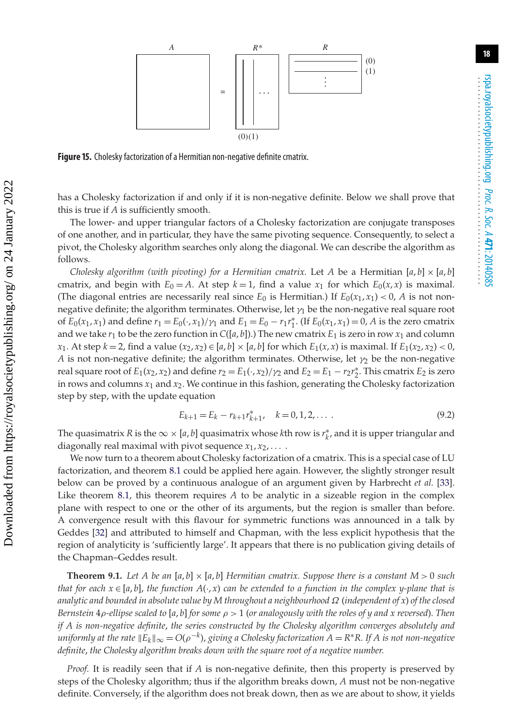**Figure 15.** Cholesky factorization of a Hermitian non-negative definite cmatrix.

has a Cholesky factorization if and only if it is non-negative definite. Below we shall prove that this is true if $A$ is sufficiently smooth.

The lower- and upper triangular factors of a Cholesky factorization are conjugate transposes of one another, and in particular, they have the same pivoting sequence. Consequently, to select a pivot, the Cholesky algorithm searches only along the diagonal. We can describe the algorithm as follows.

*Cholesky algorithm (with pivoting) for a Hermitian cmatrix.* Let $A$ be a Hermitian $[a,b] \times [a,b]$ cmatrix, and begin with $E_0 = A$. At step $k=1$, find a value $x_1$ for which $E_0(x,x)$ is maximal. (The diagonal entries are necessarily real since $E_0$ is Hermitian.) If $E_0(x_1,x_1) < 0$, $A$ is not non-negative definite; the algorithm terminates. Otherwise, let $\gamma_1$ be the non-negative real square root of $E_0(x_1,x_1)$ and define $r_1 = E_0(\cdot,x_1)/\gamma_1$ and $E_1 = E_0 - r_1 r_1^*$. (If $E_0(x_1,x_1) = 0$, $A$ is the zero cmatrix and we take $r_1$ to be the zero function in $C([a,b])$.) The new cmatrix $E_1$ is zero in row $x_1$ and column $x_1$. At step $k=2$, find a value $(x_2,x_2) \in [a,b] \times [a,b]$ for which $E_1(x,x)$ is maximal. If $E_1(x_2,x_2) < 0$, $A$ is not non-negative definite; the algorithm terminates. Otherwise, let $\gamma_2$ be the non-negative real square root of $E_1(x_2,x_2)$ and define $r_2 = E_1(\cdot,x_2)/\gamma_2$ and $E_2 = E_1 - r_2 r_2^*$. This cmatrix $E_2$ is zero in rows and columns $x_1$ and $x_2$. We continue in this fashion, generating the Cholesky factorization step by step, with the update equation

$$E_{k+1} = E_k - r_{k+1} r_{k+1}^*, \quad k = 0,1,2,\ldots. \tag{9.2}$$

The quasimatrix $R$ is the $\infty \times [a,b]$ quasimatrix whose $k$th row is $r_k^*$, and it is upper triangular and diagonally real maximal with pivot sequence $x_1, x_2, \ldots$.

We now turn to a theorem about Cholesky factorization of a cmatrix. This is a special case of LU factorization, and theorem 8.1 could be applied here again. However, the slightly stronger result below can be proved by a continuous analogue of an argument given by Harbrecht *et al.* [33]. Like theorem 8.1, this theorem requires $A$ to be analytic in a sizeable region in the complex plane with respect to one or the other of its arguments, but the region is smaller than before. A convergence result with this flavour for symmetric functions was announced in a talk by Geddes [32] and attributed to himself and Chapman, with the less explicit hypothesis that the region of analyticity is 'sufficiently large'. It appears that there is no publication giving details of the Chapman–Geddes result.

**Theorem 9.1.** *Let $A$ be an $[a,b] \times [a,b]$ Hermitian cmatrix. Suppose there is a constant $M > 0$ such that for each $x \in [a,b]$, the function $A(\cdot,x)$ can be extended to a function in the complex $y$-plane that is analytic and bounded in absolute value by $M$ throughout a neighbourhood $\Omega$ (independent of $x$) of the closed Bernstein $4\rho$-ellipse scaled to $[a,b]$ for some $\rho > 1$ (or analogously with the roles of $y$ and $x$ reversed). Then if $A$ is non-negative definite, the series constructed by the Cholesky algorithm converges absolutely and uniformly at the rate $\|E_k\|_\infty = O(\rho^{-k})$, giving a Cholesky factorization $A = R^*R$. If $A$ is not non-negative definite, the Cholesky algorithm breaks down with the square root of a negative number.*

*Proof.* It is readily seen that if $A$ is non-negative definite, then this property is preserved by steps of the Cholesky algorithm; thus if the algorithm breaks down, $A$ must not be non-negative definite. Conversely, if the algorithm does not break down, then as we are about to show, it yields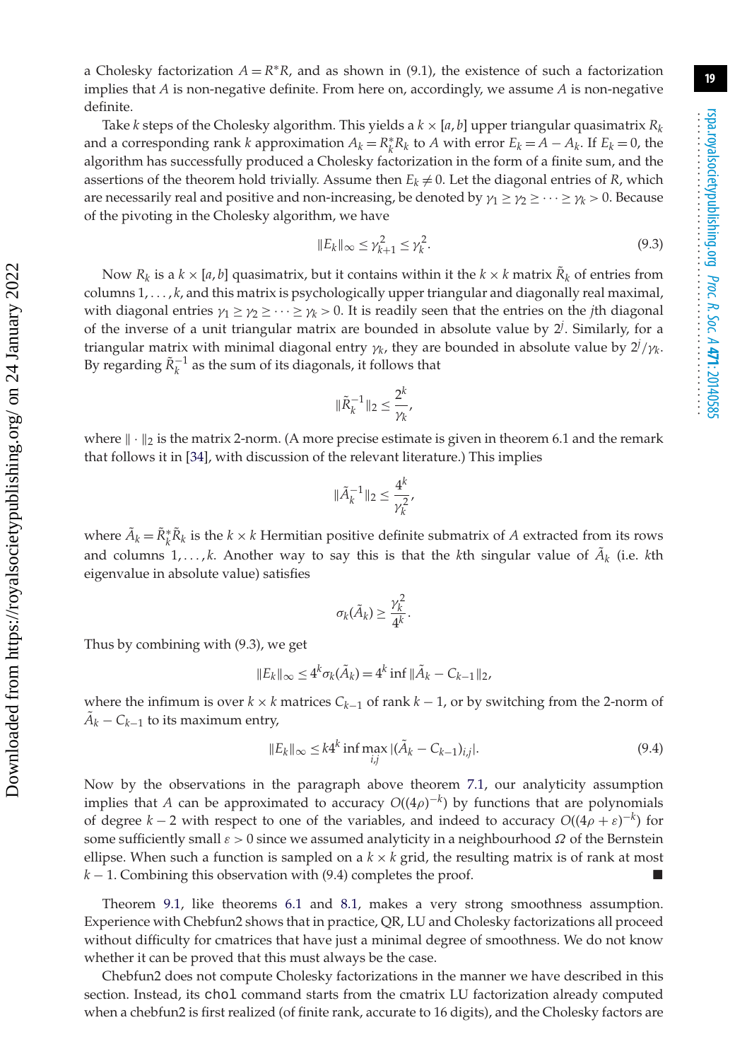a Cholesky factorization $A = R^*R$, and as shown in (9.1), the existence of such a factorization implies that $A$ is non-negative definite. From here on, accordingly, we assume $A$ is non-negative definite.

Take $k$ steps of the Cholesky algorithm. This yields a $k \times [a, b]$ upper triangular quasimatrix $R_k$ and a corresponding rank $k$ approximation $A_k = R_k^* R_k$ to $A$ with error $E_k = A - A_k$. If $E_k = 0$, the algorithm has successfully produced a Cholesky factorization in the form of a finite sum, and the assertions of the theorem hold trivially. Assume then $E_k \neq 0$. Let the diagonal entries of $R$, which are necessarily real and positive and non-increasing, be denoted by $\gamma_1 \geq \gamma_2 \geq \cdots \geq \gamma_k > 0$. Because of the pivoting in the Cholesky algorithm, we have

$$\|E_k\|_\infty \leq \gamma_{k+1}^2 \leq \gamma_k^2. \tag{9.3}$$

Now $R_k$ is a $k \times [a, b]$ quasimatrix, but it contains within it the $k \times k$ matrix $\tilde{R}_k$ of entries from columns $1, \dots, k$, and this matrix is psychologically upper triangular and diagonally real maximal, with diagonal entries $\gamma_1 \geq \gamma_2 \geq \cdots \geq \gamma_k > 0$. It is readily seen that the entries on the $j$th diagonal of the inverse of a unit triangular matrix are bounded in absolute value by $2^j$. Similarly, for a triangular matrix with minimal diagonal entry $\gamma_k$, they are bounded in absolute value by $2^j/\gamma_k$. By regarding $\tilde{R}_k^{-1}$ as the sum of its diagonals, it follows that

$$\|\tilde{R}_k^{-1}\|_2 \leq \frac{2^k}{\gamma_k},$$

where $\|\cdot\|_2$ is the matrix 2-norm. (A more precise estimate is given in theorem 6.1 and the remark that follows it in [34], with discussion of the relevant literature.) This implies

$$\|\tilde{A}_k^{-1}\|_2 \leq \frac{4^k}{\gamma_k^2},$$

where $\tilde{A}_k = \tilde{R}_k^* \tilde{R}_k$ is the $k \times k$ Hermitian positive definite submatrix of $A$ extracted from its rows and columns $1, \dots, k$. Another way to say this is that the $k$th singular value of $\tilde{A}_k$ (i.e. $k$th eigenvalue in absolute value) satisfies

$$\sigma_k(\tilde{A}_k) \geq \frac{\gamma_k^2}{4^k}.$$

Thus by combining with (9.3), we get

$$\|E_k\|_\infty \leq 4^k \sigma_k(\tilde{A}_k) = 4^k \inf \|\tilde{A}_k - C_{k-1}\|_2,$$

where the infimum is over $k \times k$ matrices $C_{k-1}$ of rank $k-1$, or by switching from the 2-norm of $\tilde{A}_k - C_{k-1}$ to its maximum entry,

$$\|E_k\|_\infty \leq k 4^k \inf \max_{i,j} |(\tilde{A}_k - C_{k-1})_{i,j}|. \tag{9.4}$$

Now by the observations in the paragraph above theorem 7.1, our analyticity assumption implies that $A$ can be approximated to accuracy $O((4\rho)^{-k})$ by functions that are polynomials of degree $k-2$ with respect to one of the variables, and indeed to accuracy $O((4\rho + \varepsilon)^{-k})$ for some sufficiently small $\varepsilon > 0$ since we assumed analyticity in a neighbourhood $\Omega$ of the Bernstein ellipse. When such a function is sampled on a $k \times k$ grid, the resulting matrix is of rank at most $k-1$. Combining this observation with (9.4) completes the proof. ■

Theorem 9.1, like theorems 6.1 and 8.1, makes a very strong smoothness assumption. Experience with Chebfun2 shows that in practice, QR, LU and Cholesky factorizations all proceed without difficulty for cmatrices that have just a minimal degree of smoothness. We do not know whether it can be proved that this must always be the case.

Chebfun2 does not compute Cholesky factorizations in the manner we have described in this section. Instead, its `chol` command starts from the cmatrix LU factorization already computed when a chebfun2 is first realized (of finite rank, accurate to 16 digits), and the Cholesky factors are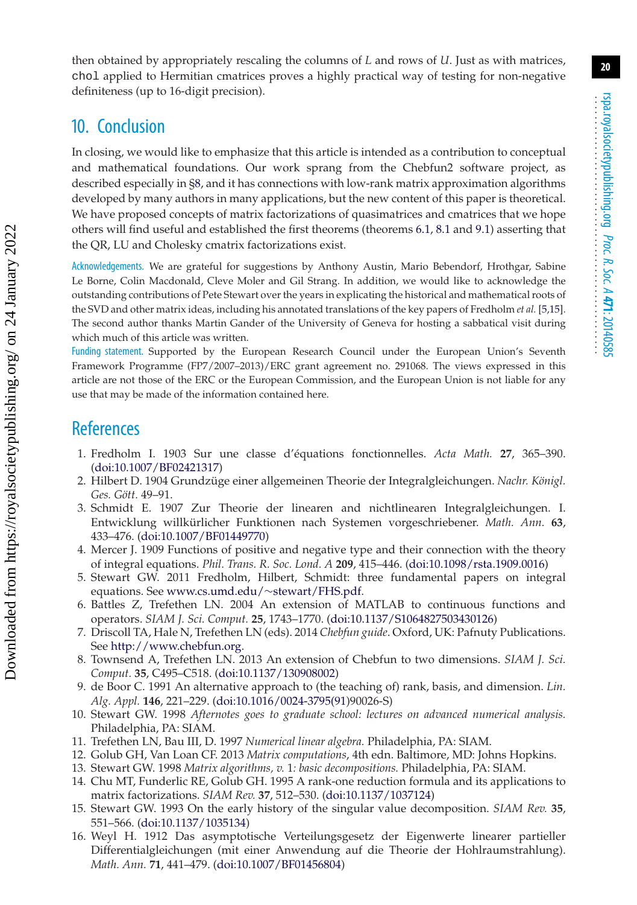then obtained by appropriately rescaling the columns of $L$ and rows of $U$. Just as with matrices, `chol` applied to Hermitian cmatrices proves a highly practical way of testing for non-negative definiteness (up to 16-digit precision).

## 10. Conclusion

In closing, we would like to emphasize that this article is intended as a contribution to conceptual and mathematical foundations. Our work sprang from the Chebfun2 software project, as described especially in §8, and it has connections with low-rank matrix approximation algorithms developed by many authors in many applications, but the new content of this paper is theoretical. We have proposed concepts of matrix factorizations of quasimatrices and cmatrices that we hope others will find useful and established the first theorems (theorems 6.1, 8.1 and 9.1) asserting that the QR, LU and Cholesky cmatrix factorizations exist.

Acknowledgements. We are grateful for suggestions by Anthony Austin, Mario Bebendorf, Hrothgar, Sabine Le Borne, Colin Macdonald, Cleve Moler and Gil Strang. In addition, we would like to acknowledge the outstanding contributions of Pete Stewart over the years in explicating the historical and mathematical roots of the SVD and other matrix ideas, including his annotated translations of the key papers of Fredholm *et al.* [5,15]. The second author thanks Martin Gander of the University of Geneva for hosting a sabbatical visit during which much of this article was written.

Funding statement. Supported by the European Research Council under the European Union's Seventh Framework Programme (FP7/2007–2013)/ERC grant agreement no. 291068. The views expressed in this article are not those of the ERC or the European Commission, and the European Union is not liable for any use that may be made of the information contained here.

## References

1. Fredholm I. 1903 Sur une classe d'équations fonctionnelles. *Acta Math.* **27**, 365–390. (doi:10.1007/BF02421317)
2. Hilbert D. 1904 Grundzüge einer allgemeinen Theorie der Integralgleichungen. *Nachr. Königl. Ges. Gött.* 49–91.
3. Schmidt E. 1907 Zur Theorie der linearen and nichtlinearen Integralgleichungen. I. Entwicklung willkürlicher Funktionen nach Systemen vorgeschriebener. *Math. Ann.* **63**, 433–476. (doi:10.1007/BF01449770)
4. Mercer J. 1909 Functions of positive and negative type and their connection with the theory of integral equations. *Phil. Trans. R. Soc. Lond. A* **209**, 415–446. (doi:10.1098/rsta.1909.0016)
5. Stewart GW. 2011 Fredholm, Hilbert, Schmidt: three fundamental papers on integral equations. See www.cs.umd.edu/~stewart/FHS.pdf.
6. Battles Z, Trefethen LN. 2004 An extension of MATLAB to continuous functions and operators. *SIAM J. Sci. Comput.* **25**, 1743–1770. (doi:10.1137/S1064827503430126)
7. Driscoll TA, Hale N, Trefethen LN (eds). 2014 *Chebfun guide*. Oxford, UK: Pafnuty Publications. See http://www.chebfun.org.
8. Townsend A, Trefethen LN. 2013 An extension of Chebfun to two dimensions. *SIAM J. Sci. Comput.* **35**, C495–C518. (doi:10.1137/130908002)
9. de Boor C. 1991 An alternative approach to (the teaching of) rank, basis, and dimension. *Lin. Alg. Appl.* **146**, 221–229. (doi:10.1016/0024-3795(91)90026-S)
10. Stewart GW. 1998 *Afternotes goes to graduate school: lectures on advanced numerical analysis.* Philadelphia, PA: SIAM.
11. Trefethen LN, Bau III, D. 1997 *Numerical linear algebra.* Philadelphia, PA: SIAM.
12. Golub GH, Van Loan CF. 2013 *Matrix computations*, 4th edn. Baltimore, MD: Johns Hopkins.
13. Stewart GW. 1998 *Matrix algorithms, v. 1: basic decompositions.* Philadelphia, PA: SIAM.
14. Chu MT, Funderlic RE, Golub GH. 1995 A rank-one reduction formula and its applications to matrix factorizations. *SIAM Rev.* **37**, 512–530. (doi:10.1137/1037124)
15. Stewart GW. 1993 On the early history of the singular value decomposition. *SIAM Rev.* **35**, 551–566. (doi:10.1137/1035134)
16. Weyl H. 1912 Das asymptotische Verteilungsgesetz der Eigenwerte linearer partieller Differentialgleichungen (mit einer Anwendung auf die Theorie der Hohlraumstrahlung). *Math. Ann.* **71**, 441–479. (doi:10.1007/BF01456804)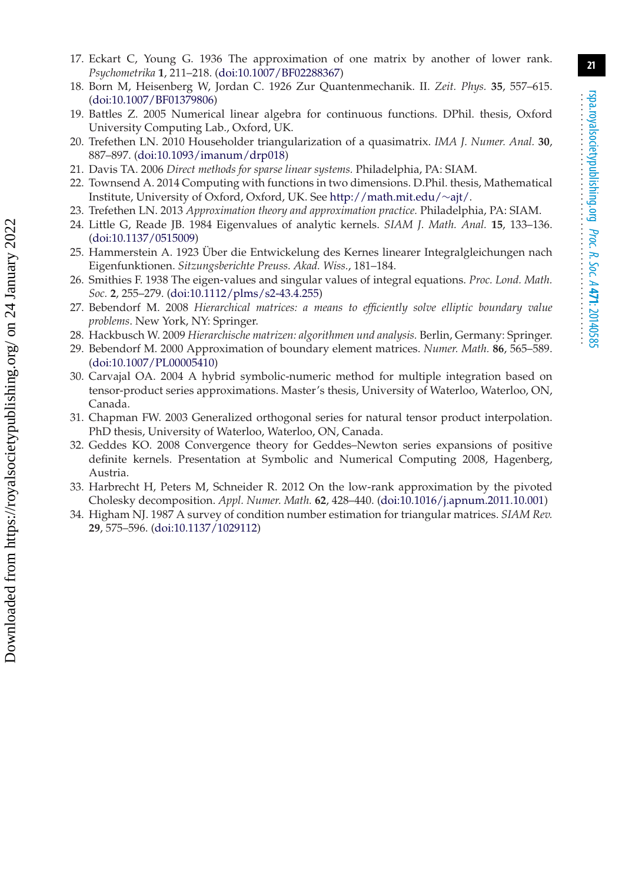17. Eckart C, Young G. 1936 The approximation of one matrix by another of lower rank. *Psychometrika* **1**, 211–218. (doi:10.1007/BF02288367)
18. Born M, Heisenberg W, Jordan C. 1926 Zur Quantenmechanik. II. *Zeit. Phys.* **35**, 557–615. (doi:10.1007/BF01379806)
19. Battles Z. 2005 Numerical linear algebra for continuous functions. DPhil. thesis, Oxford University Computing Lab., Oxford, UK.
20. Trefethen LN. 2010 Householder triangularization of a quasimatrix. *IMA J. Numer. Anal.* **30**, 887–897. (doi:10.1093/imanum/drp018)
21. Davis TA. 2006 *Direct methods for sparse linear systems.* Philadelphia, PA: SIAM.
22. Townsend A. 2014 Computing with functions in two dimensions. D.Phil. thesis, Mathematical Institute, University of Oxford, Oxford, UK. See http://math.mit.edu/∼ajt/.
23. Trefethen LN. 2013 *Approximation theory and approximation practice.* Philadelphia, PA: SIAM.
24. Little G, Reade JB. 1984 Eigenvalues of analytic kernels. *SIAM J. Math. Anal.* **15**, 133–136. (doi:10.1137/0515009)
25. Hammerstein A. 1923 Über die Entwickelung des Kernes linearer Integralgleichungen nach Eigenfunktionen. *Sitzungsberichte Preuss. Akad. Wiss.*, 181–184.
26. Smithies F. 1938 The eigen-values and singular values of integral equations. *Proc. Lond. Math. Soc.* **2**, 255–279. (doi:10.1112/plms/s2-43.4.255)
27. Bebendorf M. 2008 *Hierarchical matrices: a means to efficiently solve elliptic boundary value problems*. New York, NY: Springer.
28. Hackbusch W. 2009 *Hierarchische matrizen: algorithmen und analysis.* Berlin, Germany: Springer.
29. Bebendorf M. 2000 Approximation of boundary element matrices. *Numer. Math.* **86**, 565–589. (doi:10.1007/PL00005410)
30. Carvajal OA. 2004 A hybrid symbolic-numeric method for multiple integration based on tensor-product series approximations. Master's thesis, University of Waterloo, Waterloo, ON, Canada.
31. Chapman FW. 2003 Generalized orthogonal series for natural tensor product interpolation. PhD thesis, University of Waterloo, Waterloo, ON, Canada.
32. Geddes KO. 2008 Convergence theory for Geddes–Newton series expansions of positive definite kernels. Presentation at Symbolic and Numerical Computing 2008, Hagenberg, Austria.
33. Harbrecht H, Peters M, Schneider R. 2012 On the low-rank approximation by the pivoted Cholesky decomposition. *Appl. Numer. Math.* **62**, 428–440. (doi:10.1016/j.apnum.2011.10.001)
34. Higham NJ. 1987 A survey of condition number estimation for triangular matrices. *SIAM Rev.* **29**, 575–596. (doi:10.1137/1029112)